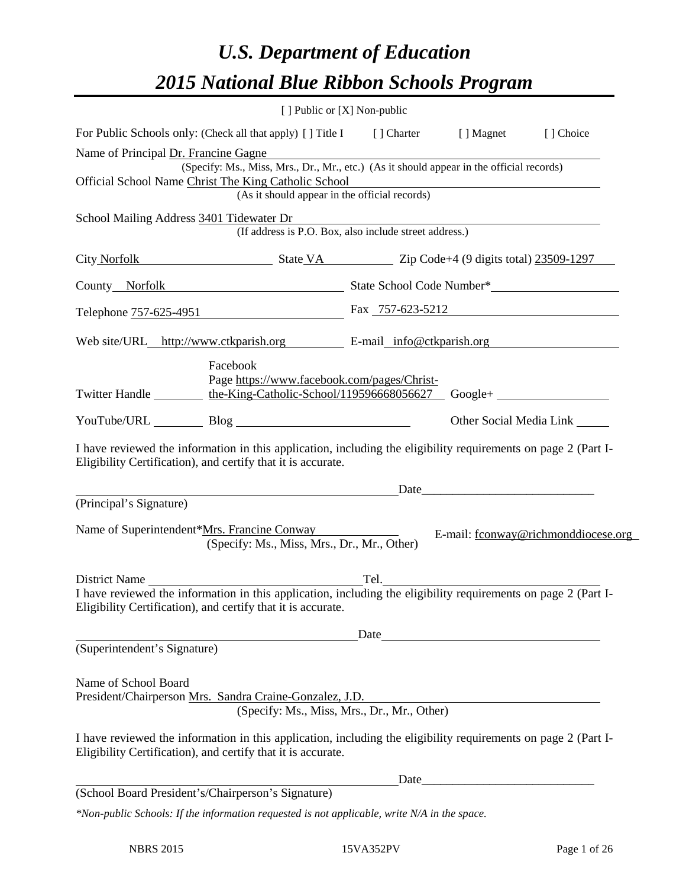# *U.S. Department of Education*

# *2015 National Blue Ribbon Schools Program*

[ ] Public or [X] Non-public

For Public Schools only: (Check all that apply) [ ] Title I [ ] Charter [ ] Magnet [ ] Choice

Name of Principal Dr. Francine Gagne
(Specify: Ms., Miss, Mrs., Dr., Mr., etc.) (As it should appear in the official records)

Official School Name Christ The King Catholic School
(As it should appear in the official records)

School Mailing Address 3401 Tidewater Dr
(If address is P.O. Box, also include street address.)

City Norfolk State VA Zip Code+4 (9 digits total) 23509-1297

County Norfolk State School Code Number*

Telephone 757-625-4951 Fax 757-623-5212

Web site/URL http://www.ctkparish.org E-mail info@ctkparish.org

Twitter Handle Facebook Page https://www.facebook.com/pages/Christ-the-King-Catholic-School/119596668056627 Google+

YouTube/URL Blog Other Social Media Link

I have reviewed the information in this application, including the eligibility requirements on page 2 (Part I-Eligibility Certification), and certify that it is accurate.

Date

(Principal's Signature)

Name of Superintendent*Mrs. Francine Conway E-mail: fconway@richmonddiocese.org
(Specify: Ms., Miss, Mrs., Dr., Mr., Other)

District Name Tel.

I have reviewed the information in this application, including the eligibility requirements on page 2 (Part I-Eligibility Certification), and certify that it is accurate.

Date

(Superintendent's Signature)

Name of School Board
President/Chairperson Mrs. Sandra Craine-Gonzalez, J.D.
(Specify: Ms., Miss, Mrs., Dr., Mr., Other)

I have reviewed the information in this application, including the eligibility requirements on page 2 (Part I-Eligibility Certification), and certify that it is accurate.

Date

(School Board President's/Chairperson's Signature)

*\*Non-public Schools: If the information requested is not applicable, write N/A in the space.*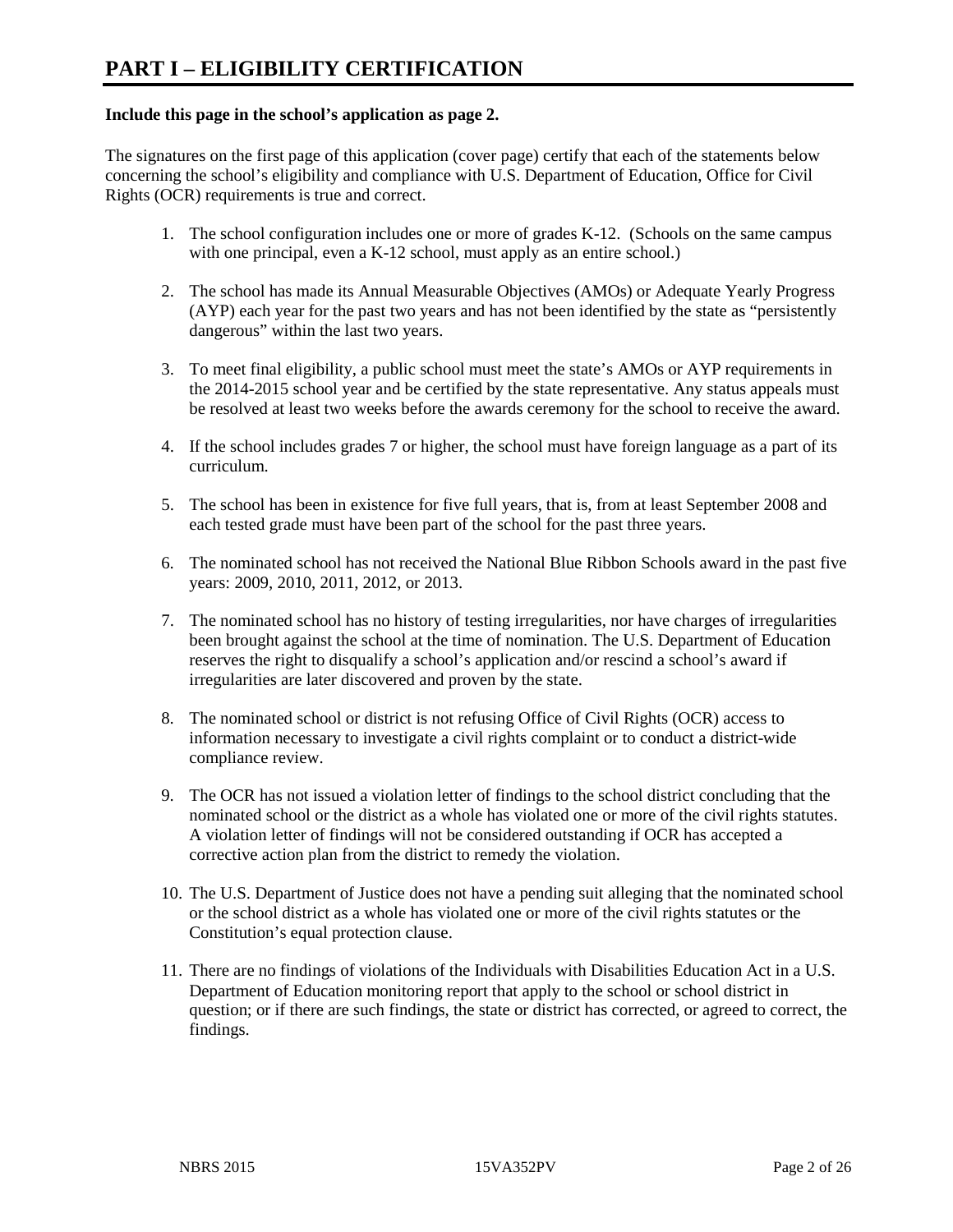# PART I – ELIGIBILITY CERTIFICATION

**Include this page in the school's application as page 2.**

The signatures on the first page of this application (cover page) certify that each of the statements below concerning the school's eligibility and compliance with U.S. Department of Education, Office for Civil Rights (OCR) requirements is true and correct.

1. The school configuration includes one or more of grades K-12. (Schools on the same campus with one principal, even a K-12 school, must apply as an entire school.)
2. The school has made its Annual Measurable Objectives (AMOs) or Adequate Yearly Progress (AYP) each year for the past two years and has not been identified by the state as "persistently dangerous" within the last two years.
3. To meet final eligibility, a public school must meet the state's AMOs or AYP requirements in the 2014-2015 school year and be certified by the state representative. Any status appeals must be resolved at least two weeks before the awards ceremony for the school to receive the award.
4. If the school includes grades 7 or higher, the school must have foreign language as a part of its curriculum.
5. The school has been in existence for five full years, that is, from at least September 2008 and each tested grade must have been part of the school for the past three years.
6. The nominated school has not received the National Blue Ribbon Schools award in the past five years: 2009, 2010, 2011, 2012, or 2013.
7. The nominated school has no history of testing irregularities, nor have charges of irregularities been brought against the school at the time of nomination. The U.S. Department of Education reserves the right to disqualify a school's application and/or rescind a school's award if irregularities are later discovered and proven by the state.
8. The nominated school or district is not refusing Office of Civil Rights (OCR) access to information necessary to investigate a civil rights complaint or to conduct a district-wide compliance review.
9. The OCR has not issued a violation letter of findings to the school district concluding that the nominated school or the district as a whole has violated one or more of the civil rights statutes. A violation letter of findings will not be considered outstanding if OCR has accepted a corrective action plan from the district to remedy the violation.
10. The U.S. Department of Justice does not have a pending suit alleging that the nominated school or the school district as a whole has violated one or more of the civil rights statutes or the Constitution's equal protection clause.
11. There are no findings of violations of the Individuals with Disabilities Education Act in a U.S. Department of Education monitoring report that apply to the school or school district in question; or if there are such findings, the state or district has corrected, or agreed to correct, the findings.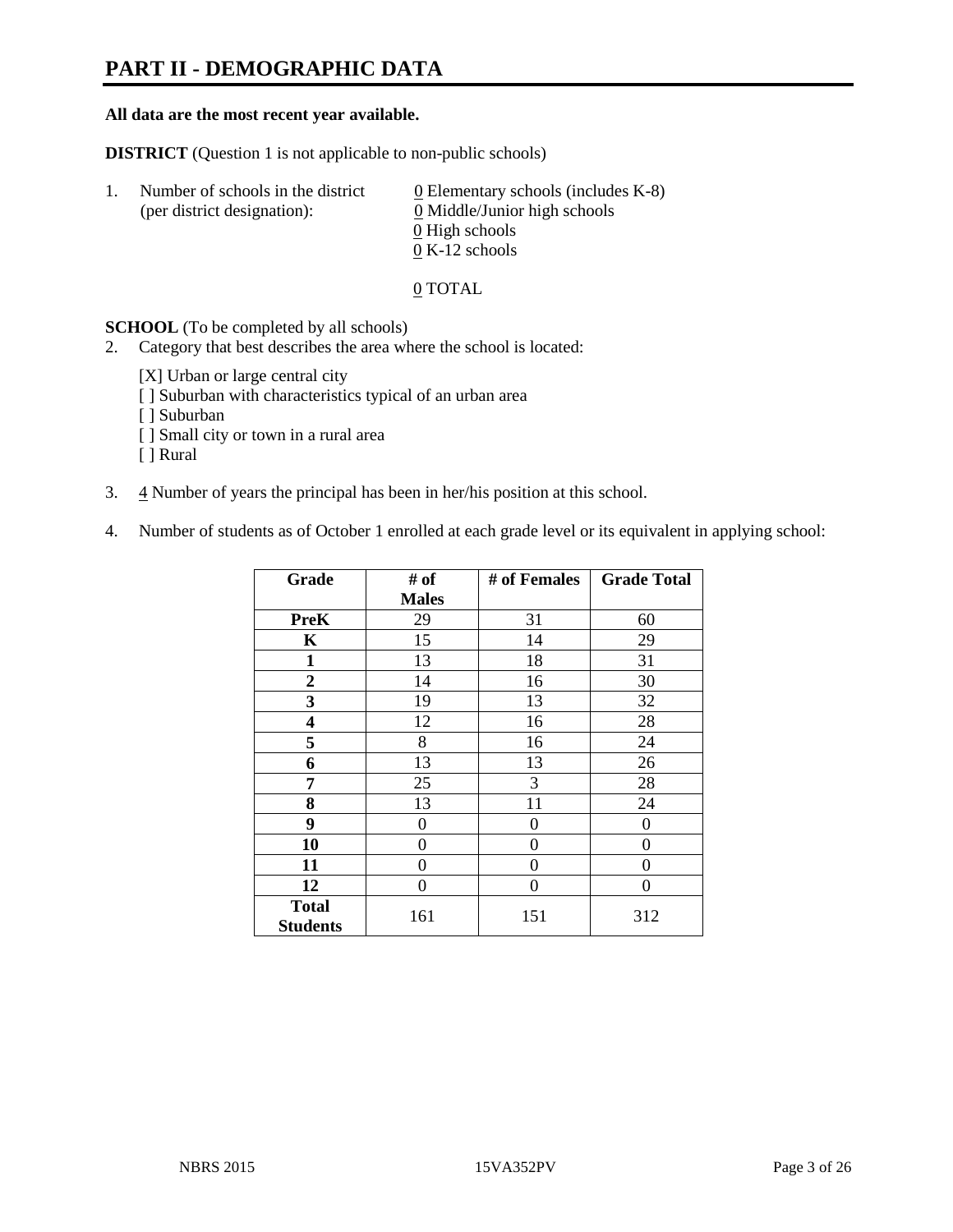# PART II - DEMOGRAPHIC DATA

**All data are the most recent year available.**

**DISTRICT** (Question 1 is not applicable to non-public schools)

1. Number of schools in the district (per district designation):
   - 0 Elementary schools (includes K-8)
   - 0 Middle/Junior high schools
   - 0 High schools
   - 0 K-12 schools

   0 TOTAL

**SCHOOL** (To be completed by all schools)

2. Category that best describes the area where the school is located:

   [X] Urban or large central city
   [ ] Suburban with characteristics typical of an urban area
   [ ] Suburban
   [ ] Small city or town in a rural area
   [ ] Rural

3. 4 Number of years the principal has been in her/his position at this school.

4. Number of students as of October 1 enrolled at each grade level or its equivalent in applying school:

| Grade | # of Males | # of Females | Grade Total |
|---|---|---|---|
| **PreK** | 29 | 31 | 60 |
| **K** | 15 | 14 | 29 |
| **1** | 13 | 18 | 31 |
| **2** | 14 | 16 | 30 |
| **3** | 19 | 13 | 32 |
| **4** | 12 | 16 | 28 |
| **5** | 8 | 16 | 24 |
| **6** | 13 | 13 | 26 |
| **7** | 25 | 3 | 28 |
| **8** | 13 | 11 | 24 |
| **9** | 0 | 0 | 0 |
| **10** | 0 | 0 | 0 |
| **11** | 0 | 0 | 0 |
| **12** | 0 | 0 | 0 |
| **Total Students** | 161 | 151 | 312 |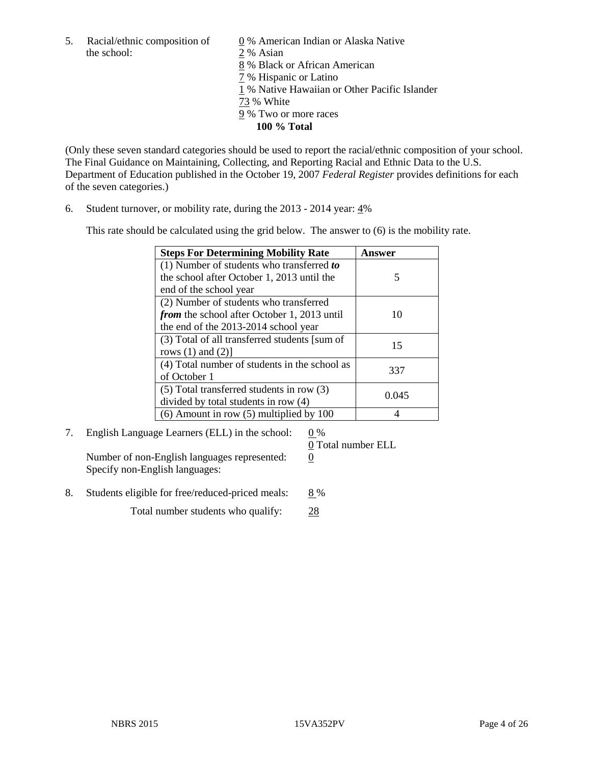5. Racial/ethnic composition of the school:

0 % American Indian or Alaska Native
2 % Asian
8 % Black or African American
7 % Hispanic or Latino
1 % Native Hawaiian or Other Pacific Islander
73 % White
9 % Two or more races
**100 % Total**

(Only these seven standard categories should be used to report the racial/ethnic composition of your school. The Final Guidance on Maintaining, Collecting, and Reporting Racial and Ethnic Data to the U.S. Department of Education published in the October 19, 2007 *Federal Register* provides definitions for each of the seven categories.)

6. Student turnover, or mobility rate, during the 2013 - 2014 year: 4%

This rate should be calculated using the grid below. The answer to (6) is the mobility rate.

| **Steps For Determining Mobility Rate** | **Answer** |
|---|---|
| (1) Number of students who transferred ***to*** the school after October 1, 2013 until the end of the school year | 5 |
| (2) Number of students who transferred ***from*** the school after October 1, 2013 until the end of the 2013-2014 school year | 10 |
| (3) Total of all transferred students [sum of rows (1) and (2)] | 15 |
| (4) Total number of students in the school as of October 1 | 337 |
| (5) Total transferred students in row (3) divided by total students in row (4) | 0.045 |
| (6) Amount in row (5) multiplied by 100 | 4 |

7. English Language Learners (ELL) in the school: 0 %
0 Total number ELL

Number of non-English languages represented: 0
Specify non-English languages:

8. Students eligible for free/reduced-priced meals: 8 %

Total number students who qualify: 28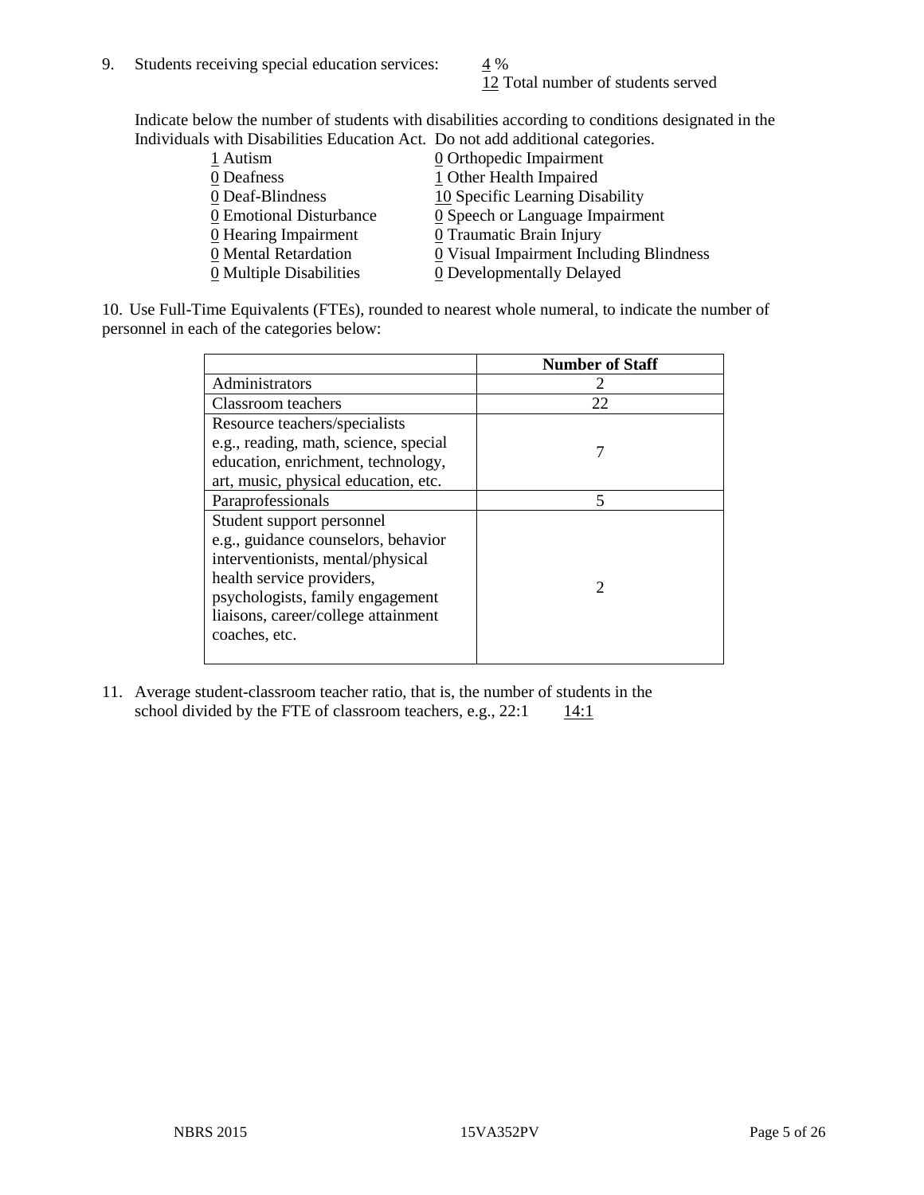9. Students receiving special education services: 4 %
12 Total number of students served

Indicate below the number of students with disabilities according to conditions designated in the Individuals with Disabilities Education Act. Do not add additional categories.

1 Autism
0 Deafness
0 Deaf-Blindness
0 Emotional Disturbance
0 Hearing Impairment
0 Mental Retardation
0 Multiple Disabilities
0 Orthopedic Impairment
1 Other Health Impaired
10 Specific Learning Disability
0 Speech or Language Impairment
0 Traumatic Brain Injury
0 Visual Impairment Including Blindness
0 Developmentally Delayed

10. Use Full-Time Equivalents (FTEs), rounded to nearest whole numeral, to indicate the number of personnel in each of the categories below:

| | Number of Staff |
|---|---|
| Administrators | 2 |
| Classroom teachers | 22 |
| Resource teachers/specialists e.g., reading, math, science, special education, enrichment, technology, art, music, physical education, etc. | 7 |
| Paraprofessionals | 5 |
| Student support personnel e.g., guidance counselors, behavior interventionists, mental/physical health service providers, psychologists, family engagement liaisons, career/college attainment coaches, etc. | 2 |

11. Average student-classroom teacher ratio, that is, the number of students in the school divided by the FTE of classroom teachers, e.g., 22:1 14:1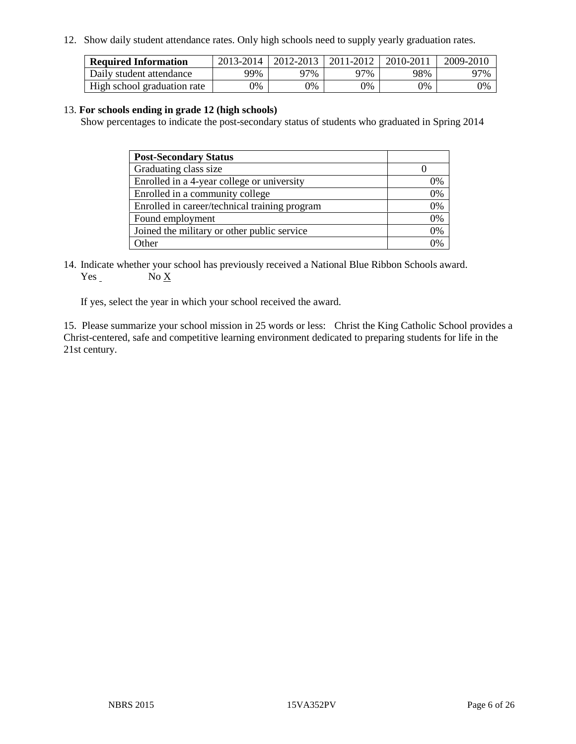12. Show daily student attendance rates. Only high schools need to supply yearly graduation rates.

| **Required Information** | 2013-2014 | 2012-2013 | 2011-2012 | 2010-2011 | 2009-2010 |
|---|---|---|---|---|---|
| Daily student attendance | 99% | 97% | 97% | 98% | 97% |
| High school graduation rate | 0% | 0% | 0% | 0% | 0% |

13. **For schools ending in grade 12 (high schools)**

Show percentages to indicate the post-secondary status of students who graduated in Spring 2014

| **Post-Secondary Status** | |
|---|---|
| Graduating class size | 0 |
| Enrolled in a 4-year college or university | 0% |
| Enrolled in a community college | 0% |
| Enrolled in career/technical training program | 0% |
| Found employment | 0% |
| Joined the military or other public service | 0% |
| Other | 0% |

14. Indicate whether your school has previously received a National Blue Ribbon Schools award.
Yes No X

If yes, select the year in which your school received the award.

15. Please summarize your school mission in 25 words or less: Christ the King Catholic School provides a Christ-centered, safe and competitive learning environment dedicated to preparing students for life in the 21st century.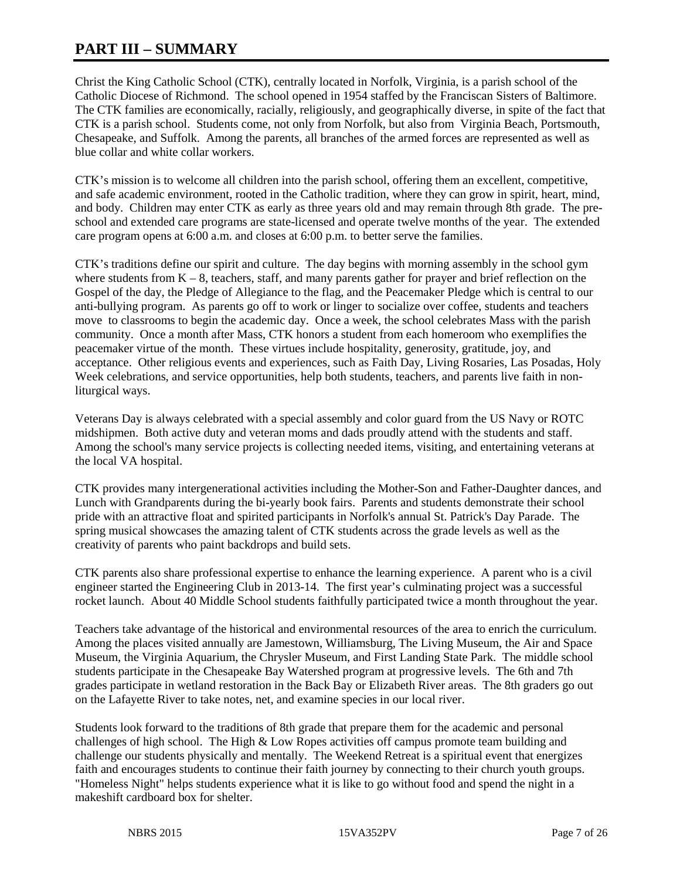# PART III – SUMMARY

Christ the King Catholic School (CTK), centrally located in Norfolk, Virginia, is a parish school of the Catholic Diocese of Richmond. The school opened in 1954 staffed by the Franciscan Sisters of Baltimore. The CTK families are economically, racially, religiously, and geographically diverse, in spite of the fact that CTK is a parish school. Students come, not only from Norfolk, but also from Virginia Beach, Portsmouth, Chesapeake, and Suffolk. Among the parents, all branches of the armed forces are represented as well as blue collar and white collar workers.

CTK's mission is to welcome all children into the parish school, offering them an excellent, competitive, and safe academic environment, rooted in the Catholic tradition, where they can grow in spirit, heart, mind, and body. Children may enter CTK as early as three years old and may remain through 8th grade. The pre-school and extended care programs are state-licensed and operate twelve months of the year. The extended care program opens at 6:00 a.m. and closes at 6:00 p.m. to better serve the families.

CTK's traditions define our spirit and culture. The day begins with morning assembly in the school gym where students from K – 8, teachers, staff, and many parents gather for prayer and brief reflection on the Gospel of the day, the Pledge of Allegiance to the flag, and the Peacemaker Pledge which is central to our anti-bullying program. As parents go off to work or linger to socialize over coffee, students and teachers move to classrooms to begin the academic day. Once a week, the school celebrates Mass with the parish community. Once a month after Mass, CTK honors a student from each homeroom who exemplifies the peacemaker virtue of the month. These virtues include hospitality, generosity, gratitude, joy, and acceptance. Other religious events and experiences, such as Faith Day, Living Rosaries, Las Posadas, Holy Week celebrations, and service opportunities, help both students, teachers, and parents live faith in non-liturgical ways.

Veterans Day is always celebrated with a special assembly and color guard from the US Navy or ROTC midshipmen. Both active duty and veteran moms and dads proudly attend with the students and staff. Among the school's many service projects is collecting needed items, visiting, and entertaining veterans at the local VA hospital.

CTK provides many intergenerational activities including the Mother-Son and Father-Daughter dances, and Lunch with Grandparents during the bi-yearly book fairs. Parents and students demonstrate their school pride with an attractive float and spirited participants in Norfolk's annual St. Patrick's Day Parade. The spring musical showcases the amazing talent of CTK students across the grade levels as well as the creativity of parents who paint backdrops and build sets.

CTK parents also share professional expertise to enhance the learning experience. A parent who is a civil engineer started the Engineering Club in 2013-14. The first year's culminating project was a successful rocket launch. About 40 Middle School students faithfully participated twice a month throughout the year.

Teachers take advantage of the historical and environmental resources of the area to enrich the curriculum. Among the places visited annually are Jamestown, Williamsburg, The Living Museum, the Air and Space Museum, the Virginia Aquarium, the Chrysler Museum, and First Landing State Park. The middle school students participate in the Chesapeake Bay Watershed program at progressive levels. The 6th and 7th grades participate in wetland restoration in the Back Bay or Elizabeth River areas. The 8th graders go out on the Lafayette River to take notes, net, and examine species in our local river.

Students look forward to the traditions of 8th grade that prepare them for the academic and personal challenges of high school. The High & Low Ropes activities off campus promote team building and challenge our students physically and mentally. The Weekend Retreat is a spiritual event that energizes faith and encourages students to continue their faith journey by connecting to their church youth groups. "Homeless Night" helps students experience what it is like to go without food and spend the night in a makeshift cardboard box for shelter.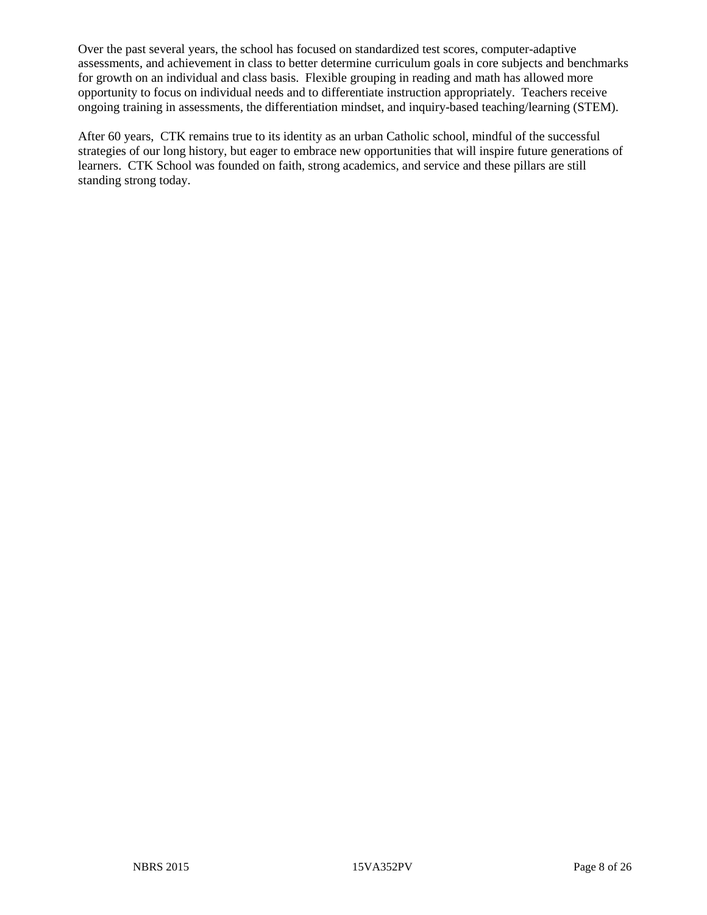Over the past several years, the school has focused on standardized test scores, computer-adaptive assessments, and achievement in class to better determine curriculum goals in core subjects and benchmarks for growth on an individual and class basis. Flexible grouping in reading and math has allowed more opportunity to focus on individual needs and to differentiate instruction appropriately. Teachers receive ongoing training in assessments, the differentiation mindset, and inquiry-based teaching/learning (STEM).

After 60 years, CTK remains true to its identity as an urban Catholic school, mindful of the successful strategies of our long history, but eager to embrace new opportunities that will inspire future generations of learners. CTK School was founded on faith, strong academics, and service and these pillars are still standing strong today.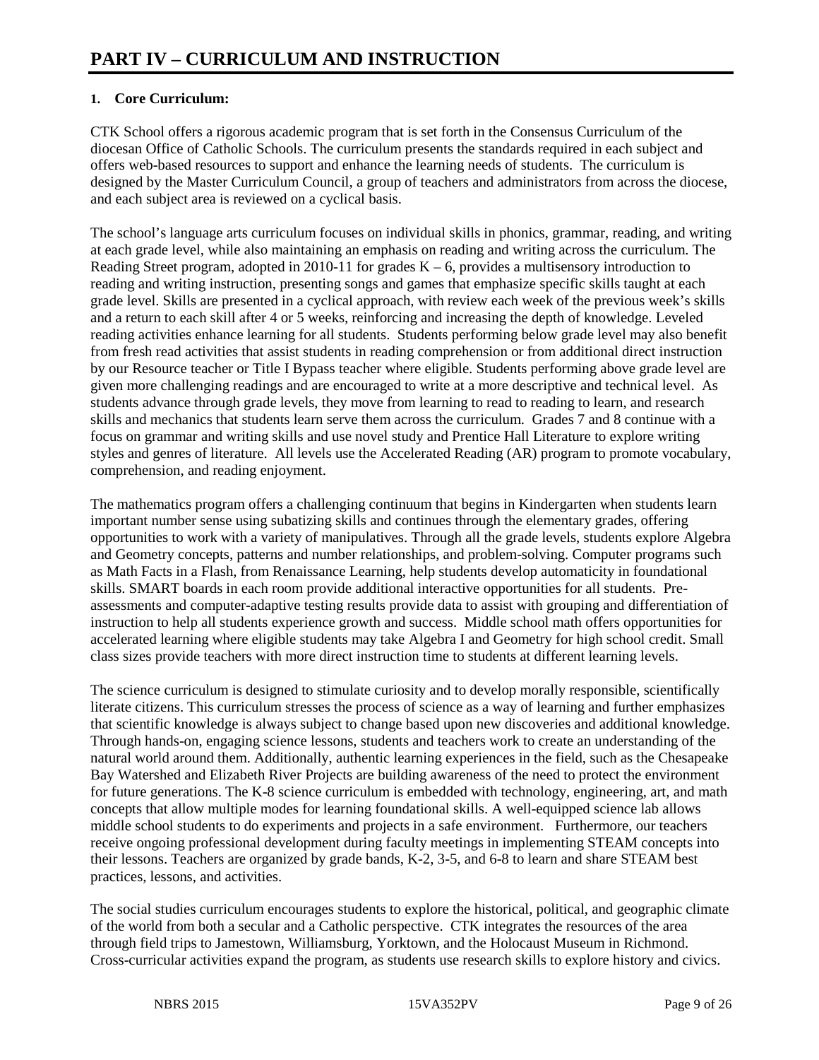# PART IV – CURRICULUM AND INSTRUCTION

**1. Core Curriculum:**

CTK School offers a rigorous academic program that is set forth in the Consensus Curriculum of the diocesan Office of Catholic Schools. The curriculum presents the standards required in each subject and offers web-based resources to support and enhance the learning needs of students. The curriculum is designed by the Master Curriculum Council, a group of teachers and administrators from across the diocese, and each subject area is reviewed on a cyclical basis.

The school's language arts curriculum focuses on individual skills in phonics, grammar, reading, and writing at each grade level, while also maintaining an emphasis on reading and writing across the curriculum. The Reading Street program, adopted in 2010-11 for grades K – 6, provides a multisensory introduction to reading and writing instruction, presenting songs and games that emphasize specific skills taught at each grade level. Skills are presented in a cyclical approach, with review each week of the previous week's skills and a return to each skill after 4 or 5 weeks, reinforcing and increasing the depth of knowledge. Leveled reading activities enhance learning for all students. Students performing below grade level may also benefit from fresh read activities that assist students in reading comprehension or from additional direct instruction by our Resource teacher or Title I Bypass teacher where eligible. Students performing above grade level are given more challenging readings and are encouraged to write at a more descriptive and technical level. As students advance through grade levels, they move from learning to read to reading to learn, and research skills and mechanics that students learn serve them across the curriculum. Grades 7 and 8 continue with a focus on grammar and writing skills and use novel study and Prentice Hall Literature to explore writing styles and genres of literature. All levels use the Accelerated Reading (AR) program to promote vocabulary, comprehension, and reading enjoyment.

The mathematics program offers a challenging continuum that begins in Kindergarten when students learn important number sense using subatizing skills and continues through the elementary grades, offering opportunities to work with a variety of manipulatives. Through all the grade levels, students explore Algebra and Geometry concepts, patterns and number relationships, and problem-solving. Computer programs such as Math Facts in a Flash, from Renaissance Learning, help students develop automaticity in foundational skills. SMART boards in each room provide additional interactive opportunities for all students. Pre-assessments and computer-adaptive testing results provide data to assist with grouping and differentiation of instruction to help all students experience growth and success. Middle school math offers opportunities for accelerated learning where eligible students may take Algebra I and Geometry for high school credit. Small class sizes provide teachers with more direct instruction time to students at different learning levels.

The science curriculum is designed to stimulate curiosity and to develop morally responsible, scientifically literate citizens. This curriculum stresses the process of science as a way of learning and further emphasizes that scientific knowledge is always subject to change based upon new discoveries and additional knowledge. Through hands-on, engaging science lessons, students and teachers work to create an understanding of the natural world around them. Additionally, authentic learning experiences in the field, such as the Chesapeake Bay Watershed and Elizabeth River Projects are building awareness of the need to protect the environment for future generations. The K-8 science curriculum is embedded with technology, engineering, art, and math concepts that allow multiple modes for learning foundational skills. A well-equipped science lab allows middle school students to do experiments and projects in a safe environment. Furthermore, our teachers receive ongoing professional development during faculty meetings in implementing STEAM concepts into their lessons. Teachers are organized by grade bands, K-2, 3-5, and 6-8 to learn and share STEAM best practices, lessons, and activities.

The social studies curriculum encourages students to explore the historical, political, and geographic climate of the world from both a secular and a Catholic perspective. CTK integrates the resources of the area through field trips to Jamestown, Williamsburg, Yorktown, and the Holocaust Museum in Richmond. Cross-curricular activities expand the program, as students use research skills to explore history and civics.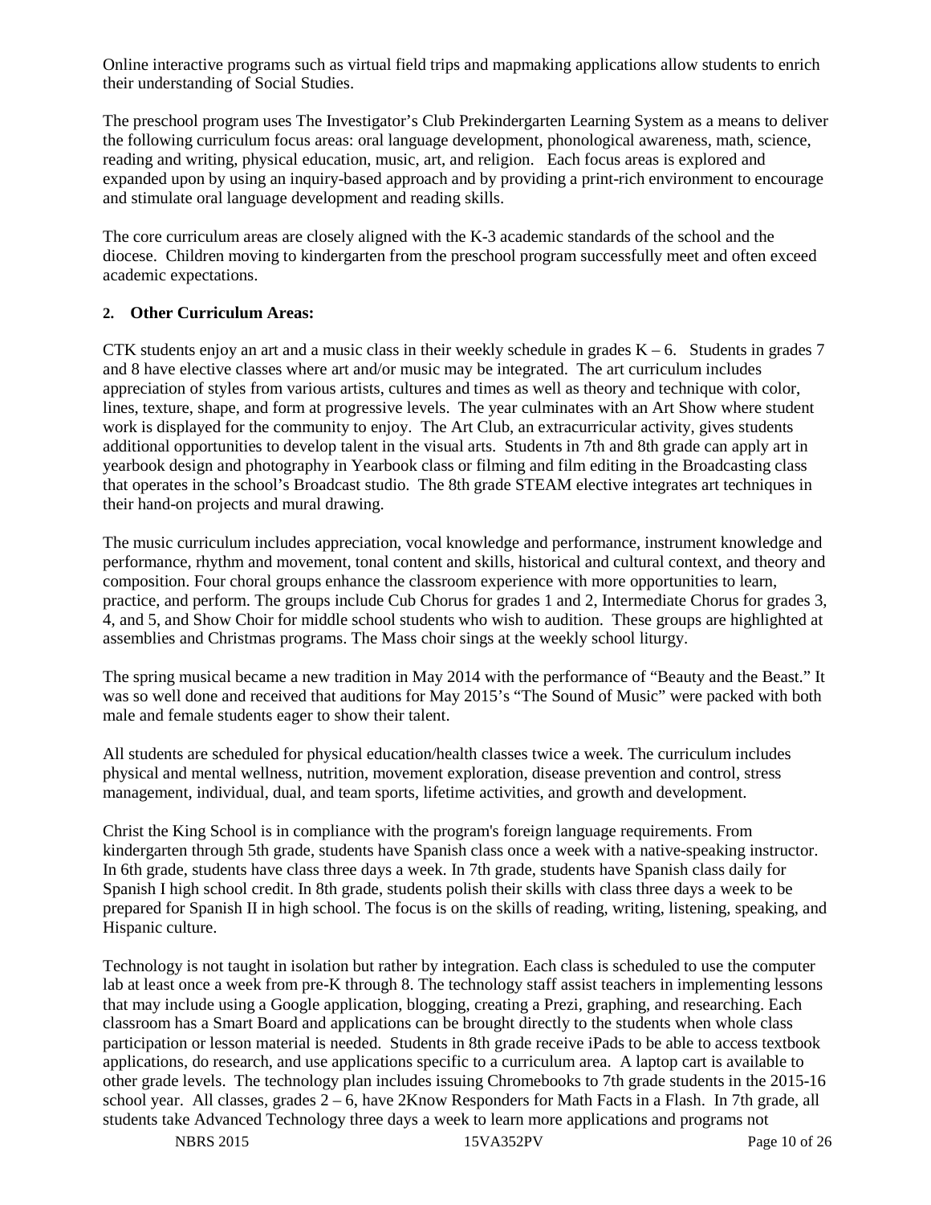Online interactive programs such as virtual field trips and mapmaking applications allow students to enrich their understanding of Social Studies.

The preschool program uses The Investigator's Club Prekindergarten Learning System as a means to deliver the following curriculum focus areas: oral language development, phonological awareness, math, science, reading and writing, physical education, music, art, and religion. Each focus areas is explored and expanded upon by using an inquiry-based approach and by providing a print-rich environment to encourage and stimulate oral language development and reading skills.

The core curriculum areas are closely aligned with the K-3 academic standards of the school and the diocese. Children moving to kindergarten from the preschool program successfully meet and often exceed academic expectations.

**2. Other Curriculum Areas:**

CTK students enjoy an art and a music class in their weekly schedule in grades K – 6. Students in grades 7 and 8 have elective classes where art and/or music may be integrated. The art curriculum includes appreciation of styles from various artists, cultures and times as well as theory and technique with color, lines, texture, shape, and form at progressive levels. The year culminates with an Art Show where student work is displayed for the community to enjoy. The Art Club, an extracurricular activity, gives students additional opportunities to develop talent in the visual arts. Students in 7th and 8th grade can apply art in yearbook design and photography in Yearbook class or filming and film editing in the Broadcasting class that operates in the school's Broadcast studio. The 8th grade STEAM elective integrates art techniques in their hand-on projects and mural drawing.

The music curriculum includes appreciation, vocal knowledge and performance, instrument knowledge and performance, rhythm and movement, tonal content and skills, historical and cultural context, and theory and composition. Four choral groups enhance the classroom experience with more opportunities to learn, practice, and perform. The groups include Cub Chorus for grades 1 and 2, Intermediate Chorus for grades 3, 4, and 5, and Show Choir for middle school students who wish to audition. These groups are highlighted at assemblies and Christmas programs. The Mass choir sings at the weekly school liturgy.

The spring musical became a new tradition in May 2014 with the performance of "Beauty and the Beast." It was so well done and received that auditions for May 2015's "The Sound of Music" were packed with both male and female students eager to show their talent.

All students are scheduled for physical education/health classes twice a week. The curriculum includes physical and mental wellness, nutrition, movement exploration, disease prevention and control, stress management, individual, dual, and team sports, lifetime activities, and growth and development.

Christ the King School is in compliance with the program's foreign language requirements. From kindergarten through 5th grade, students have Spanish class once a week with a native-speaking instructor. In 6th grade, students have class three days a week. In 7th grade, students have Spanish class daily for Spanish I high school credit. In 8th grade, students polish their skills with class three days a week to be prepared for Spanish II in high school. The focus is on the skills of reading, writing, listening, speaking, and Hispanic culture.

Technology is not taught in isolation but rather by integration. Each class is scheduled to use the computer lab at least once a week from pre-K through 8. The technology staff assist teachers in implementing lessons that may include using a Google application, blogging, creating a Prezi, graphing, and researching. Each classroom has a Smart Board and applications can be brought directly to the students when whole class participation or lesson material is needed. Students in 8th grade receive iPads to be able to access textbook applications, do research, and use applications specific to a curriculum area. A laptop cart is available to other grade levels. The technology plan includes issuing Chromebooks to 7th grade students in the 2015-16 school year. All classes, grades 2 – 6, have 2Know Responders for Math Facts in a Flash. In 7th grade, all students take Advanced Technology three days a week to learn more applications and programs not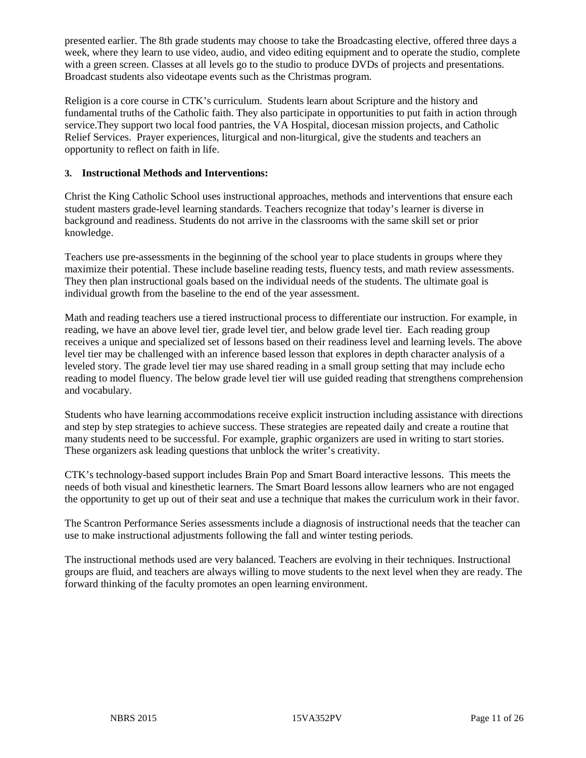presented earlier. The 8th grade students may choose to take the Broadcasting elective, offered three days a week, where they learn to use video, audio, and video editing equipment and to operate the studio, complete with a green screen. Classes at all levels go to the studio to produce DVDs of projects and presentations. Broadcast students also videotape events such as the Christmas program.

Religion is a core course in CTK's curriculum. Students learn about Scripture and the history and fundamental truths of the Catholic faith. They also participate in opportunities to put faith in action through service.They support two local food pantries, the VA Hospital, diocesan mission projects, and Catholic Relief Services. Prayer experiences, liturgical and non-liturgical, give the students and teachers an opportunity to reflect on faith in life.

**3. Instructional Methods and Interventions:**

Christ the King Catholic School uses instructional approaches, methods and interventions that ensure each student masters grade-level learning standards. Teachers recognize that today's learner is diverse in background and readiness. Students do not arrive in the classrooms with the same skill set or prior knowledge.

Teachers use pre-assessments in the beginning of the school year to place students in groups where they maximize their potential. These include baseline reading tests, fluency tests, and math review assessments. They then plan instructional goals based on the individual needs of the students. The ultimate goal is individual growth from the baseline to the end of the year assessment.

Math and reading teachers use a tiered instructional process to differentiate our instruction. For example, in reading, we have an above level tier, grade level tier, and below grade level tier. Each reading group receives a unique and specialized set of lessons based on their readiness level and learning levels. The above level tier may be challenged with an inference based lesson that explores in depth character analysis of a leveled story. The grade level tier may use shared reading in a small group setting that may include echo reading to model fluency. The below grade level tier will use guided reading that strengthens comprehension and vocabulary.

Students who have learning accommodations receive explicit instruction including assistance with directions and step by step strategies to achieve success. These strategies are repeated daily and create a routine that many students need to be successful. For example, graphic organizers are used in writing to start stories. These organizers ask leading questions that unblock the writer's creativity.

CTK's technology-based support includes Brain Pop and Smart Board interactive lessons. This meets the needs of both visual and kinesthetic learners. The Smart Board lessons allow learners who are not engaged the opportunity to get up out of their seat and use a technique that makes the curriculum work in their favor.

The Scantron Performance Series assessments include a diagnosis of instructional needs that the teacher can use to make instructional adjustments following the fall and winter testing periods.

The instructional methods used are very balanced. Teachers are evolving in their techniques. Instructional groups are fluid, and teachers are always willing to move students to the next level when they are ready. The forward thinking of the faculty promotes an open learning environment.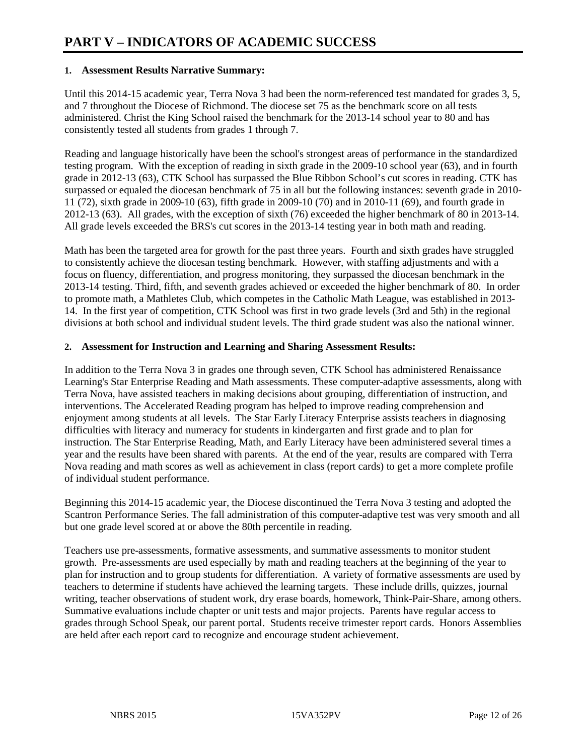# PART V – INDICATORS OF ACADEMIC SUCCESS

**1. Assessment Results Narrative Summary:**

Until this 2014-15 academic year, Terra Nova 3 had been the norm-referenced test mandated for grades 3, 5, and 7 throughout the Diocese of Richmond. The diocese set 75 as the benchmark score on all tests administered. Christ the King School raised the benchmark for the 2013-14 school year to 80 and has consistently tested all students from grades 1 through 7.

Reading and language historically have been the school's strongest areas of performance in the standardized testing program. With the exception of reading in sixth grade in the 2009-10 school year (63), and in fourth grade in 2012-13 (63), CTK School has surpassed the Blue Ribbon School's cut scores in reading. CTK has surpassed or equaled the diocesan benchmark of 75 in all but the following instances: seventh grade in 2010-11 (72), sixth grade in 2009-10 (63), fifth grade in 2009-10 (70) and in 2010-11 (69), and fourth grade in 2012-13 (63). All grades, with the exception of sixth (76) exceeded the higher benchmark of 80 in 2013-14. All grade levels exceeded the BRS's cut scores in the 2013-14 testing year in both math and reading.

Math has been the targeted area for growth for the past three years. Fourth and sixth grades have struggled to consistently achieve the diocesan testing benchmark. However, with staffing adjustments and with a focus on fluency, differentiation, and progress monitoring, they surpassed the diocesan benchmark in the 2013-14 testing. Third, fifth, and seventh grades achieved or exceeded the higher benchmark of 80. In order to promote math, a Mathletes Club, which competes in the Catholic Math League, was established in 2013-14. In the first year of competition, CTK School was first in two grade levels (3rd and 5th) in the regional divisions at both school and individual student levels. The third grade student was also the national winner.

**2. Assessment for Instruction and Learning and Sharing Assessment Results:**

In addition to the Terra Nova 3 in grades one through seven, CTK School has administered Renaissance Learning's Star Enterprise Reading and Math assessments. These computer-adaptive assessments, along with Terra Nova, have assisted teachers in making decisions about grouping, differentiation of instruction, and interventions. The Accelerated Reading program has helped to improve reading comprehension and enjoyment among students at all levels. The Star Early Literacy Enterprise assists teachers in diagnosing difficulties with literacy and numeracy for students in kindergarten and first grade and to plan for instruction. The Star Enterprise Reading, Math, and Early Literacy have been administered several times a year and the results have been shared with parents. At the end of the year, results are compared with Terra Nova reading and math scores as well as achievement in class (report cards) to get a more complete profile of individual student performance.

Beginning this 2014-15 academic year, the Diocese discontinued the Terra Nova 3 testing and adopted the Scantron Performance Series. The fall administration of this computer-adaptive test was very smooth and all but one grade level scored at or above the 80th percentile in reading.

Teachers use pre-assessments, formative assessments, and summative assessments to monitor student growth. Pre-assessments are used especially by math and reading teachers at the beginning of the year to plan for instruction and to group students for differentiation. A variety of formative assessments are used by teachers to determine if students have achieved the learning targets. These include drills, quizzes, journal writing, teacher observations of student work, dry erase boards, homework, Think-Pair-Share, among others. Summative evaluations include chapter or unit tests and major projects. Parents have regular access to grades through School Speak, our parent portal. Students receive trimester report cards. Honors Assemblies are held after each report card to recognize and encourage student achievement.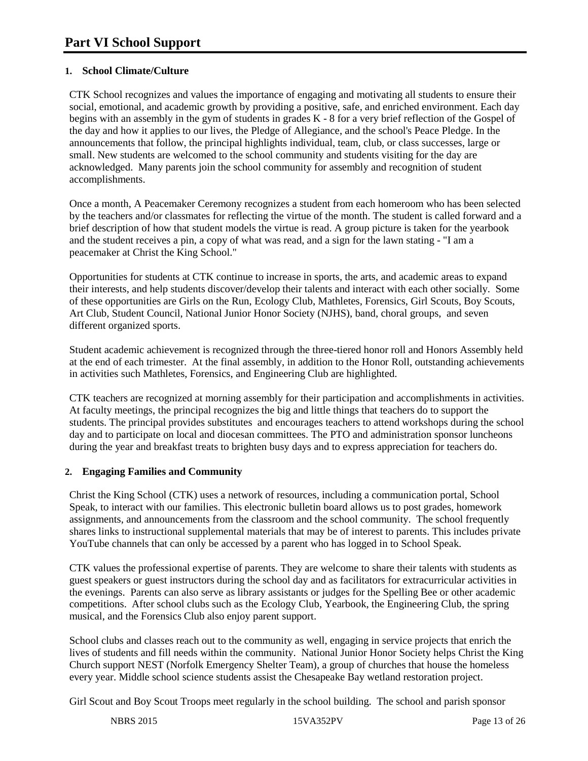# Part VI School Support

## 1. School Climate/Culture

CTK School recognizes and values the importance of engaging and motivating all students to ensure their social, emotional, and academic growth by providing a positive, safe, and enriched environment. Each day begins with an assembly in the gym of students in grades K - 8 for a very brief reflection of the Gospel of the day and how it applies to our lives, the Pledge of Allegiance, and the school's Peace Pledge. In the announcements that follow, the principal highlights individual, team, club, or class successes, large or small. New students are welcomed to the school community and students visiting for the day are acknowledged. Many parents join the school community for assembly and recognition of student accomplishments.

Once a month, A Peacemaker Ceremony recognizes a student from each homeroom who has been selected by the teachers and/or classmates for reflecting the virtue of the month. The student is called forward and a brief description of how that student models the virtue is read. A group picture is taken for the yearbook and the student receives a pin, a copy of what was read, and a sign for the lawn stating - "I am a peacemaker at Christ the King School."

Opportunities for students at CTK continue to increase in sports, the arts, and academic areas to expand their interests, and help students discover/develop their talents and interact with each other socially. Some of these opportunities are Girls on the Run, Ecology Club, Mathletes, Forensics, Girl Scouts, Boy Scouts, Art Club, Student Council, National Junior Honor Society (NJHS), band, choral groups, and seven different organized sports.

Student academic achievement is recognized through the three-tiered honor roll and Honors Assembly held at the end of each trimester. At the final assembly, in addition to the Honor Roll, outstanding achievements in activities such Mathletes, Forensics, and Engineering Club are highlighted.

CTK teachers are recognized at morning assembly for their participation and accomplishments in activities. At faculty meetings, the principal recognizes the big and little things that teachers do to support the students. The principal provides substitutes and encourages teachers to attend workshops during the school day and to participate on local and diocesan committees. The PTO and administration sponsor luncheons during the year and breakfast treats to brighten busy days and to express appreciation for teachers do.

## 2. Engaging Families and Community

Christ the King School (CTK) uses a network of resources, including a communication portal, School Speak, to interact with our families. This electronic bulletin board allows us to post grades, homework assignments, and announcements from the classroom and the school community. The school frequently shares links to instructional supplemental materials that may be of interest to parents. This includes private YouTube channels that can only be accessed by a parent who has logged in to School Speak.

CTK values the professional expertise of parents. They are welcome to share their talents with students as guest speakers or guest instructors during the school day and as facilitators for extracurricular activities in the evenings. Parents can also serve as library assistants or judges for the Spelling Bee or other academic competitions. After school clubs such as the Ecology Club, Yearbook, the Engineering Club, the spring musical, and the Forensics Club also enjoy parent support.

School clubs and classes reach out to the community as well, engaging in service projects that enrich the lives of students and fill needs within the community. National Junior Honor Society helps Christ the King Church support NEST (Norfolk Emergency Shelter Team), a group of churches that house the homeless every year. Middle school science students assist the Chesapeake Bay wetland restoration project.

Girl Scout and Boy Scout Troops meet regularly in the school building. The school and parish sponsor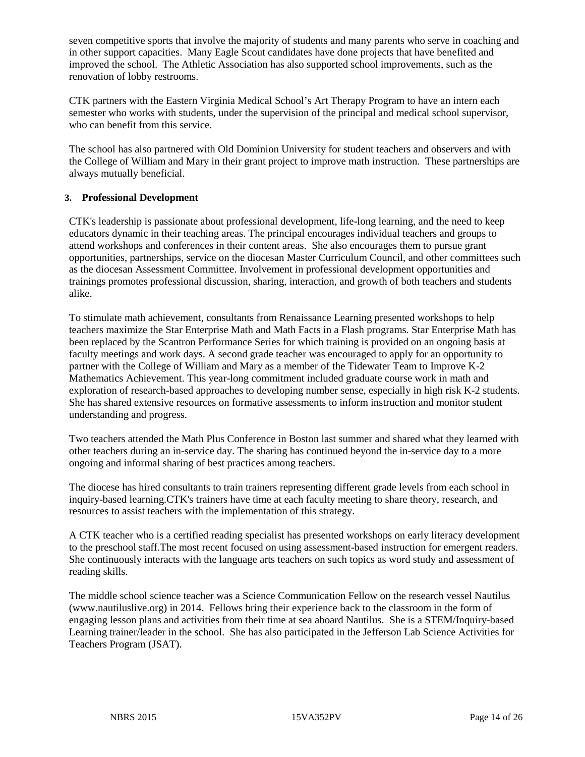seven competitive sports that involve the majority of students and many parents who serve in coaching and in other support capacities. Many Eagle Scout candidates have done projects that have benefited and improved the school. The Athletic Association has also supported school improvements, such as the renovation of lobby restrooms.

CTK partners with the Eastern Virginia Medical School's Art Therapy Program to have an intern each semester who works with students, under the supervision of the principal and medical school supervisor, who can benefit from this service.

The school has also partnered with Old Dominion University for student teachers and observers and with the College of William and Mary in their grant project to improve math instruction. These partnerships are always mutually beneficial.

### 3. Professional Development

CTK's leadership is passionate about professional development, life-long learning, and the need to keep educators dynamic in their teaching areas. The principal encourages individual teachers and groups to attend workshops and conferences in their content areas. She also encourages them to pursue grant opportunities, partnerships, service on the diocesan Master Curriculum Council, and other committees such as the diocesan Assessment Committee. Involvement in professional development opportunities and trainings promotes professional discussion, sharing, interaction, and growth of both teachers and students alike.

To stimulate math achievement, consultants from Renaissance Learning presented workshops to help teachers maximize the Star Enterprise Math and Math Facts in a Flash programs. Star Enterprise Math has been replaced by the Scantron Performance Series for which training is provided on an ongoing basis at faculty meetings and work days. A second grade teacher was encouraged to apply for an opportunity to partner with the College of William and Mary as a member of the Tidewater Team to Improve K-2 Mathematics Achievement. This year-long commitment included graduate course work in math and exploration of research-based approaches to developing number sense, especially in high risk K-2 students. She has shared extensive resources on formative assessments to inform instruction and monitor student understanding and progress.

Two teachers attended the Math Plus Conference in Boston last summer and shared what they learned with other teachers during an in-service day. The sharing has continued beyond the in-service day to a more ongoing and informal sharing of best practices among teachers.

The diocese has hired consultants to train trainers representing different grade levels from each school in inquiry-based learning.CTK's trainers have time at each faculty meeting to share theory, research, and resources to assist teachers with the implementation of this strategy.

A CTK teacher who is a certified reading specialist has presented workshops on early literacy development to the preschool staff.The most recent focused on using assessment-based instruction for emergent readers. She continuously interacts with the language arts teachers on such topics as word study and assessment of reading skills.

The middle school science teacher was a Science Communication Fellow on the research vessel Nautilus (www.nautiluslive.org) in 2014. Fellows bring their experience back to the classroom in the form of engaging lesson plans and activities from their time at sea aboard Nautilus. She is a STEM/Inquiry-based Learning trainer/leader in the school. She has also participated in the Jefferson Lab Science Activities for Teachers Program (JSAT).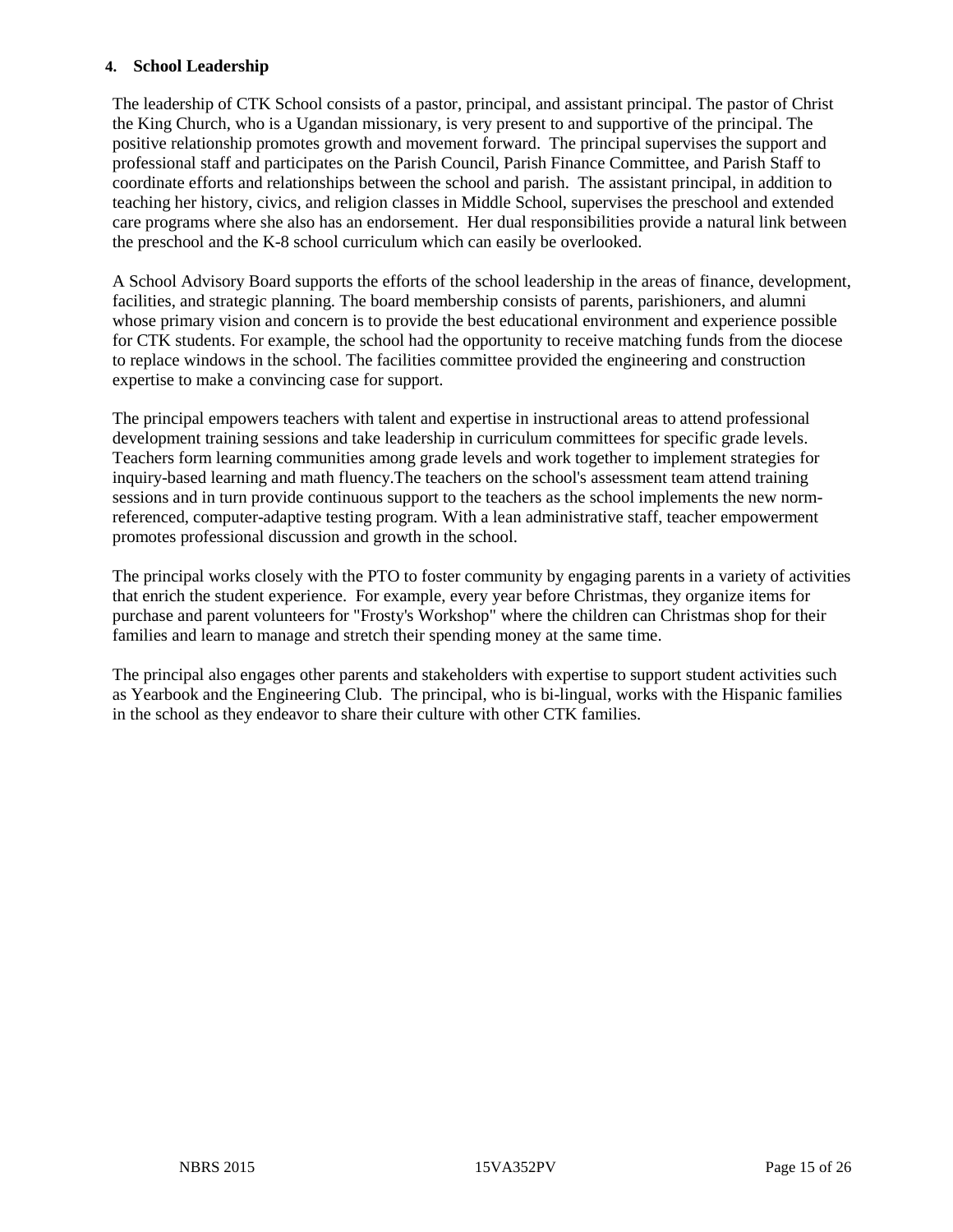**4. School Leadership**

The leadership of CTK School consists of a pastor, principal, and assistant principal. The pastor of Christ the King Church, who is a Ugandan missionary, is very present to and supportive of the principal. The positive relationship promotes growth and movement forward. The principal supervises the support and professional staff and participates on the Parish Council, Parish Finance Committee, and Parish Staff to coordinate efforts and relationships between the school and parish. The assistant principal, in addition to teaching her history, civics, and religion classes in Middle School, supervises the preschool and extended care programs where she also has an endorsement. Her dual responsibilities provide a natural link between the preschool and the K-8 school curriculum which can easily be overlooked.

A School Advisory Board supports the efforts of the school leadership in the areas of finance, development, facilities, and strategic planning. The board membership consists of parents, parishioners, and alumni whose primary vision and concern is to provide the best educational environment and experience possible for CTK students. For example, the school had the opportunity to receive matching funds from the diocese to replace windows in the school. The facilities committee provided the engineering and construction expertise to make a convincing case for support.

The principal empowers teachers with talent and expertise in instructional areas to attend professional development training sessions and take leadership in curriculum committees for specific grade levels. Teachers form learning communities among grade levels and work together to implement strategies for inquiry-based learning and math fluency.The teachers on the school's assessment team attend training sessions and in turn provide continuous support to the teachers as the school implements the new norm-referenced, computer-adaptive testing program. With a lean administrative staff, teacher empowerment promotes professional discussion and growth in the school.

The principal works closely with the PTO to foster community by engaging parents in a variety of activities that enrich the student experience. For example, every year before Christmas, they organize items for purchase and parent volunteers for "Frosty's Workshop" where the children can Christmas shop for their families and learn to manage and stretch their spending money at the same time.

The principal also engages other parents and stakeholders with expertise to support student activities such as Yearbook and the Engineering Club. The principal, who is bi-lingual, works with the Hispanic families in the school as they endeavor to share their culture with other CTK families.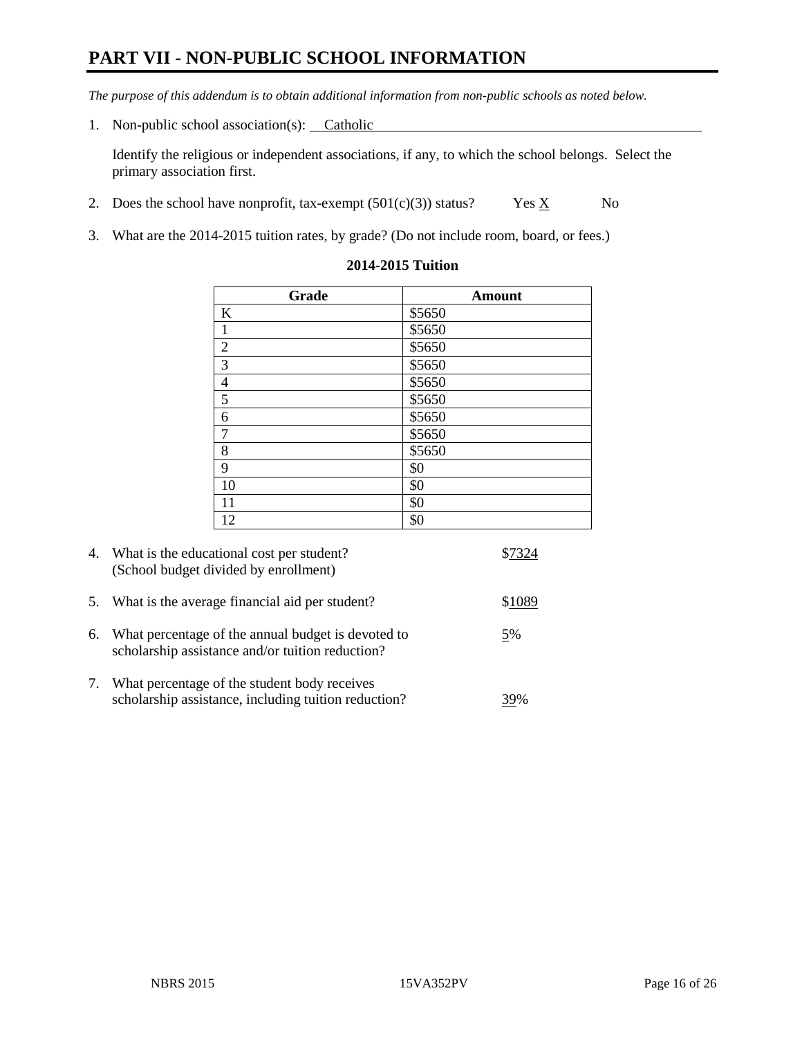# PART VII - NON-PUBLIC SCHOOL INFORMATION

*The purpose of this addendum is to obtain additional information from non-public schools as noted below.*

1. Non-public school association(s): Catholic

   Identify the religious or independent associations, if any, to which the school belongs. Select the primary association first.

2. Does the school have nonprofit, tax-exempt (501(c)(3)) status? Yes X No

3. What are the 2014-2015 tuition rates, by grade? (Do not include room, board, or fees.)

**2014-2015 Tuition**

| Grade | Amount |
|---|---|
| K | $5650 |
| 1 | $5650 |
| 2 | $5650 |
| 3 | $5650 |
| 4 | $5650 |
| 5 | $5650 |
| 6 | $5650 |
| 7 | $5650 |
| 8 | $5650 |
| 9 | $0 |
| 10 | $0 |
| 11 | $0 |
| 12 | $0 |

4. What is the educational cost per student? (School budget divided by enrollment) $7324

5. What is the average financial aid per student? $1089

6. What percentage of the annual budget is devoted to scholarship assistance and/or tuition reduction? 5%

7. What percentage of the student body receives scholarship assistance, including tuition reduction? 39%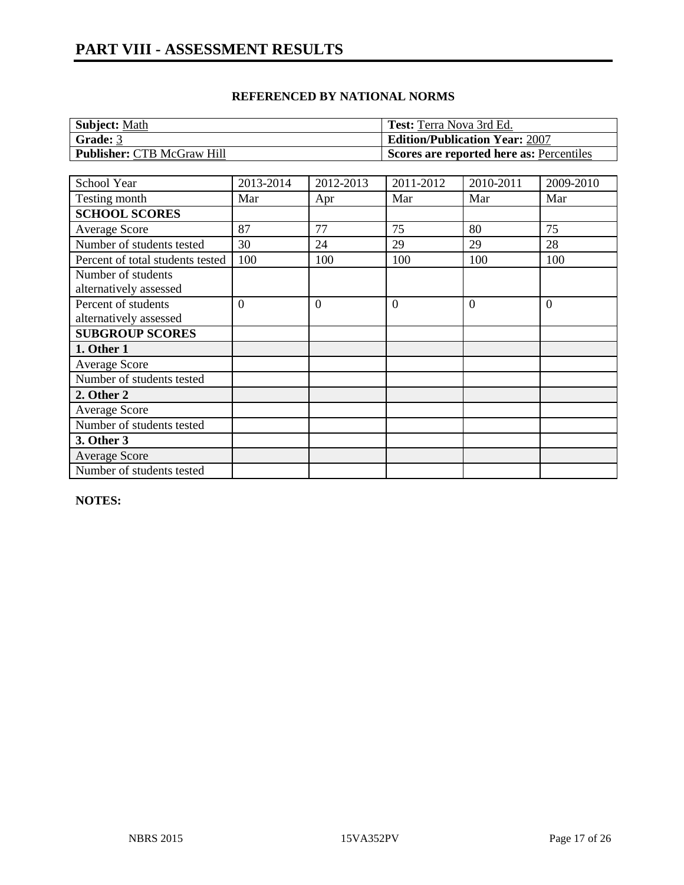# PART VIII - ASSESSMENT RESULTS

**REFERENCED BY NATIONAL NORMS**

| | |
|---|---|
| **Subject:** Math | **Test:** Terra Nova 3rd Ed. |
| **Grade:** 3 | **Edition/Publication Year:** 2007 |
| **Publisher:** CTB McGraw Hill | **Scores are reported here as:** Percentiles |

| School Year | 2013-2014 | 2012-2013 | 2011-2012 | 2010-2011 | 2009-2010 |
|---|---|---|---|---|---|
| Testing month | Mar | Apr | Mar | Mar | Mar |
| **SCHOOL SCORES** | | | | | |
| Average Score | 87 | 77 | 75 | 80 | 75 |
| Number of students tested | 30 | 24 | 29 | 29 | 28 |
| Percent of total students tested | 100 | 100 | 100 | 100 | 100 |
| Number of students alternatively assessed | | | | | |
| Percent of students alternatively assessed | 0 | 0 | 0 | 0 | 0 |
| **SUBGROUP SCORES** | | | | | |
| **1. Other 1** | | | | | |
| Average Score | | | | | |
| Number of students tested | | | | | |
| **2. Other 2** | | | | | |
| Average Score | | | | | |
| Number of students tested | | | | | |
| **3. Other 3** | | | | | |
| Average Score | | | | | |
| Number of students tested | | | | | |

**NOTES:**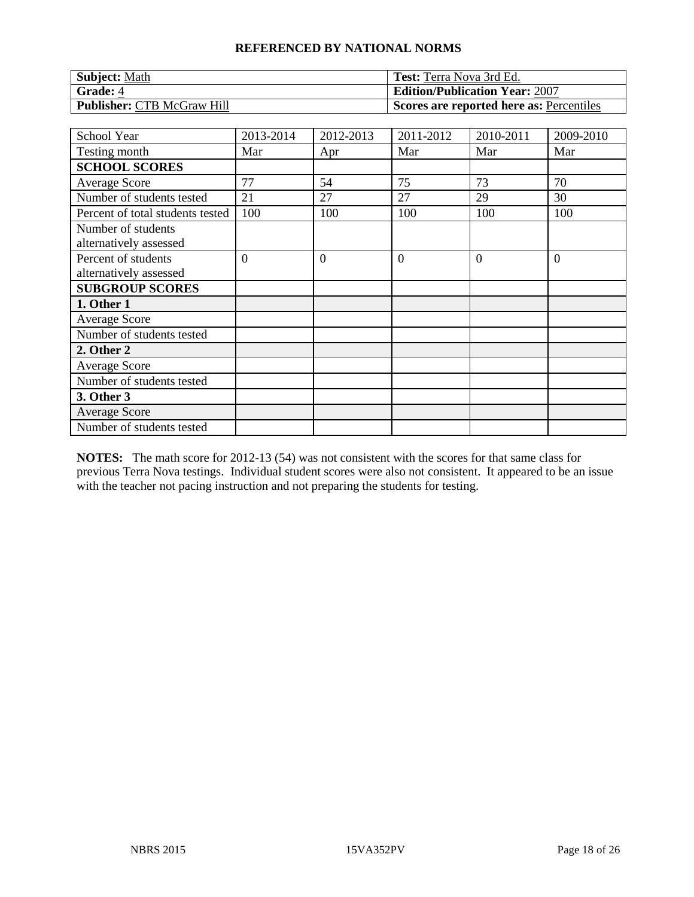**REFERENCED BY NATIONAL NORMS**

| | |
|---|---|
| **Subject:** Math | **Test:** Terra Nova 3rd Ed. |
| **Grade:** 4 | **Edition/Publication Year:** 2007 |
| **Publisher:** CTB McGraw Hill | **Scores are reported here as:** Percentiles |

| School Year | 2013-2014 | 2012-2013 | 2011-2012 | 2010-2011 | 2009-2010 |
|---|---|---|---|---|---|
| Testing month | Mar | Apr | Mar | Mar | Mar |
| **SCHOOL SCORES** | | | | | |
| Average Score | 77 | 54 | 75 | 73 | 70 |
| Number of students tested | 21 | 27 | 27 | 29 | 30 |
| Percent of total students tested | 100 | 100 | 100 | 100 | 100 |
| Number of students alternatively assessed | | | | | |
| Percent of students alternatively assessed | 0 | 0 | 0 | 0 | 0 |
| **SUBGROUP SCORES** | | | | | |
| **1. Other 1** | | | | | |
| Average Score | | | | | |
| Number of students tested | | | | | |
| **2. Other 2** | | | | | |
| Average Score | | | | | |
| Number of students tested | | | | | |
| **3. Other 3** | | | | | |
| Average Score | | | | | |
| Number of students tested | | | | | |

**NOTES:** The math score for 2012-13 (54) was not consistent with the scores for that same class for previous Terra Nova testings. Individual student scores were also not consistent. It appeared to be an issue with the teacher not pacing instruction and not preparing the students for testing.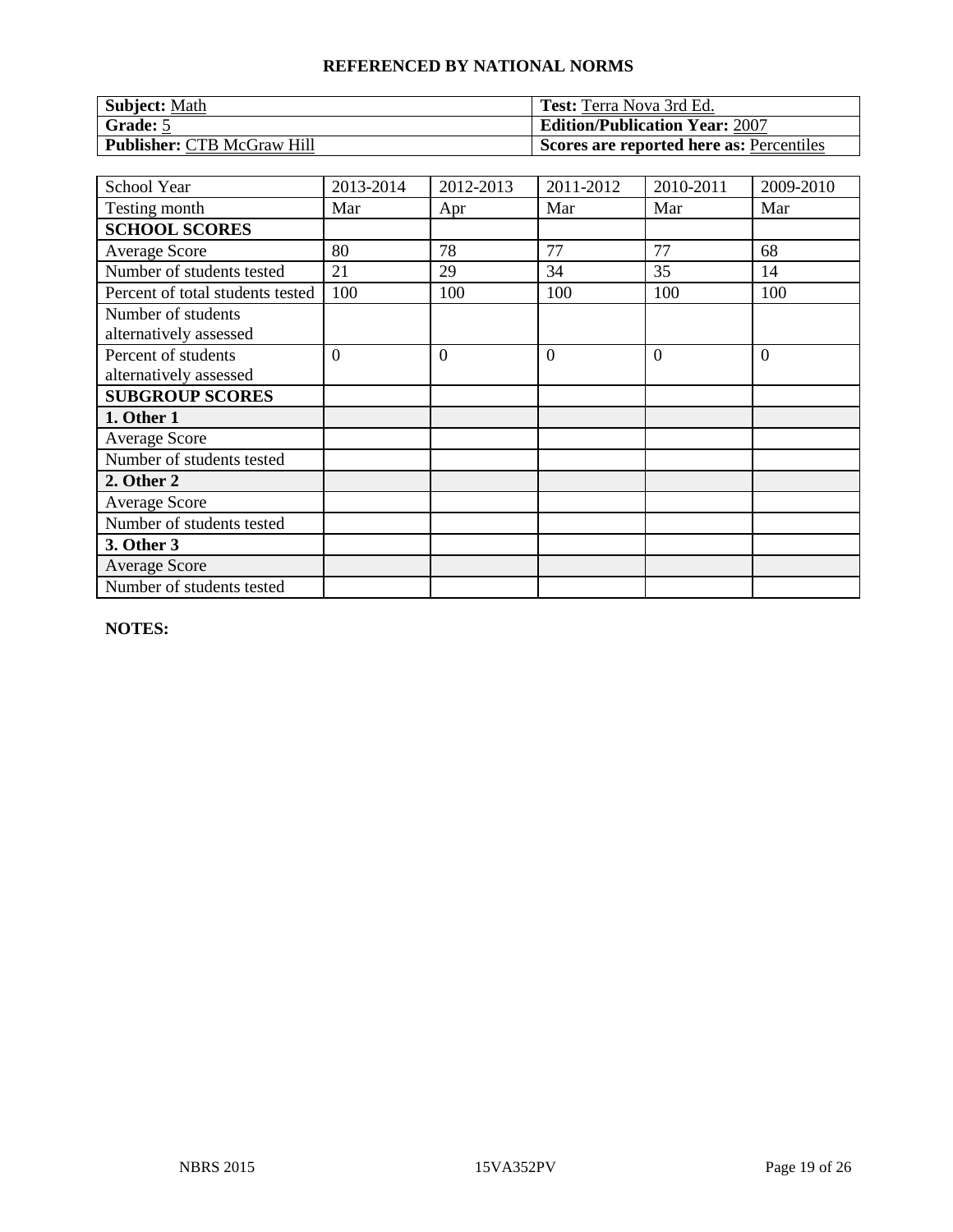**REFERENCED BY NATIONAL NORMS**

| | |
|---|---|
| **Subject:** Math | **Test:** Terra Nova 3rd Ed. |
| **Grade:** 5 | **Edition/Publication Year:** 2007 |
| **Publisher:** CTB McGraw Hill | **Scores are reported here as:** Percentiles |

| School Year | 2013-2014 | 2012-2013 | 2011-2012 | 2010-2011 | 2009-2010 |
|---|---|---|---|---|---|
| Testing month | Mar | Apr | Mar | Mar | Mar |
| **SCHOOL SCORES** | | | | | |
| Average Score | 80 | 78 | 77 | 77 | 68 |
| Number of students tested | 21 | 29 | 34 | 35 | 14 |
| Percent of total students tested | 100 | 100 | 100 | 100 | 100 |
| Number of students alternatively assessed | | | | | |
| Percent of students alternatively assessed | 0 | 0 | 0 | 0 | 0 |
| **SUBGROUP SCORES** | | | | | |
| **1. Other 1** | | | | | |
| Average Score | | | | | |
| Number of students tested | | | | | |
| **2. Other 2** | | | | | |
| Average Score | | | | | |
| Number of students tested | | | | | |
| **3. Other 3** | | | | | |
| Average Score | | | | | |
| Number of students tested | | | | | |

**NOTES:**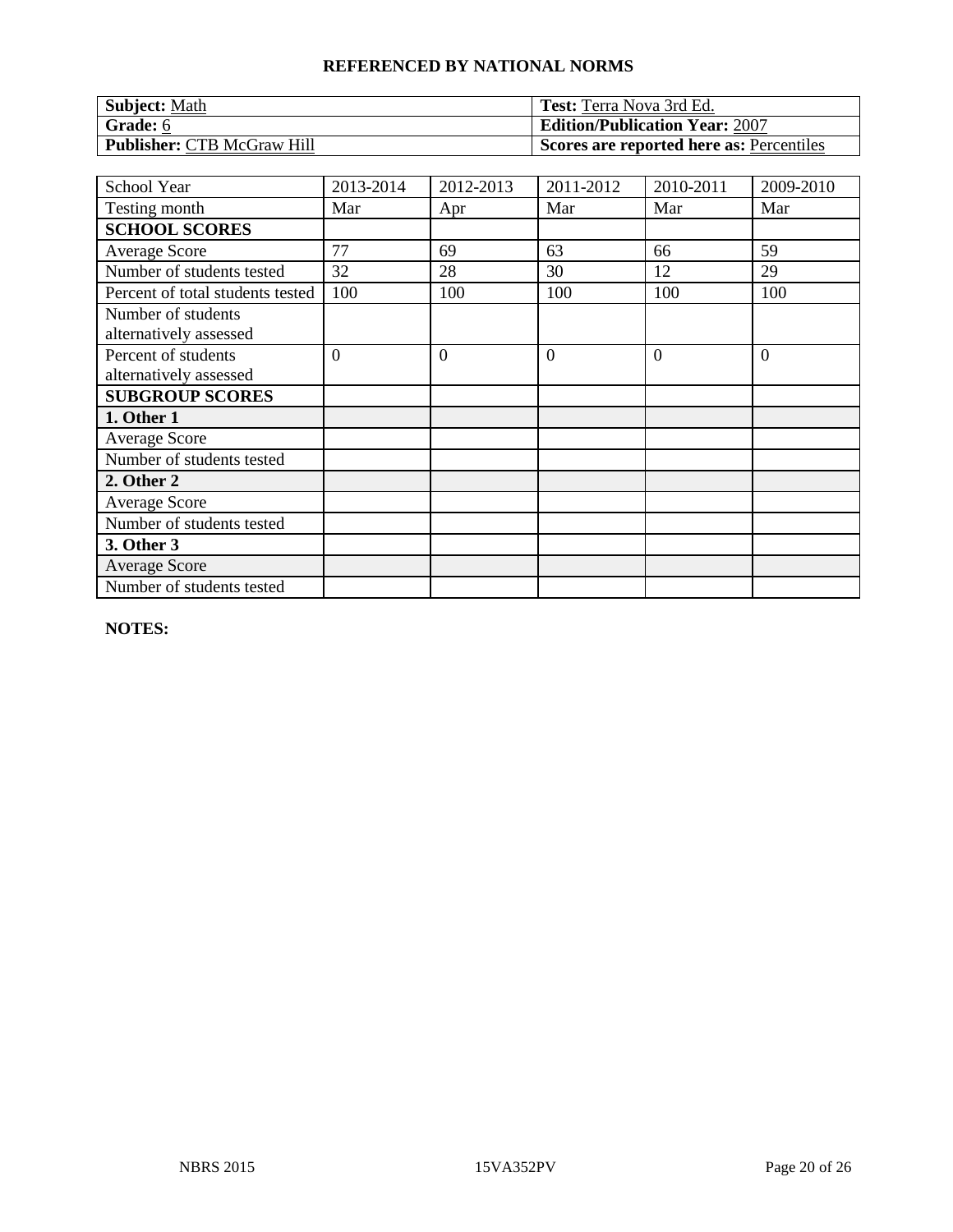## REFERENCED BY NATIONAL NORMS

| | |
|---|---|
| **Subject:** Math | **Test:** Terra Nova 3rd Ed. |
| **Grade:** 6 | **Edition/Publication Year:** 2007 |
| **Publisher:** CTB McGraw Hill | **Scores are reported here as:** Percentiles |

| School Year | 2013-2014 | 2012-2013 | 2011-2012 | 2010-2011 | 2009-2010 |
|---|---|---|---|---|---|
| Testing month | Mar | Apr | Mar | Mar | Mar |
| **SCHOOL SCORES** | | | | | |
| Average Score | 77 | 69 | 63 | 66 | 59 |
| Number of students tested | 32 | 28 | 30 | 12 | 29 |
| Percent of total students tested | 100 | 100 | 100 | 100 | 100 |
| Number of students alternatively assessed | | | | | |
| Percent of students alternatively assessed | 0 | 0 | 0 | 0 | 0 |
| **SUBGROUP SCORES** | | | | | |
| **1. Other 1** | | | | | |
| Average Score | | | | | |
| Number of students tested | | | | | |
| **2. Other 2** | | | | | |
| Average Score | | | | | |
| Number of students tested | | | | | |
| **3. Other 3** | | | | | |
| Average Score | | | | | |
| Number of students tested | | | | | |

**NOTES:**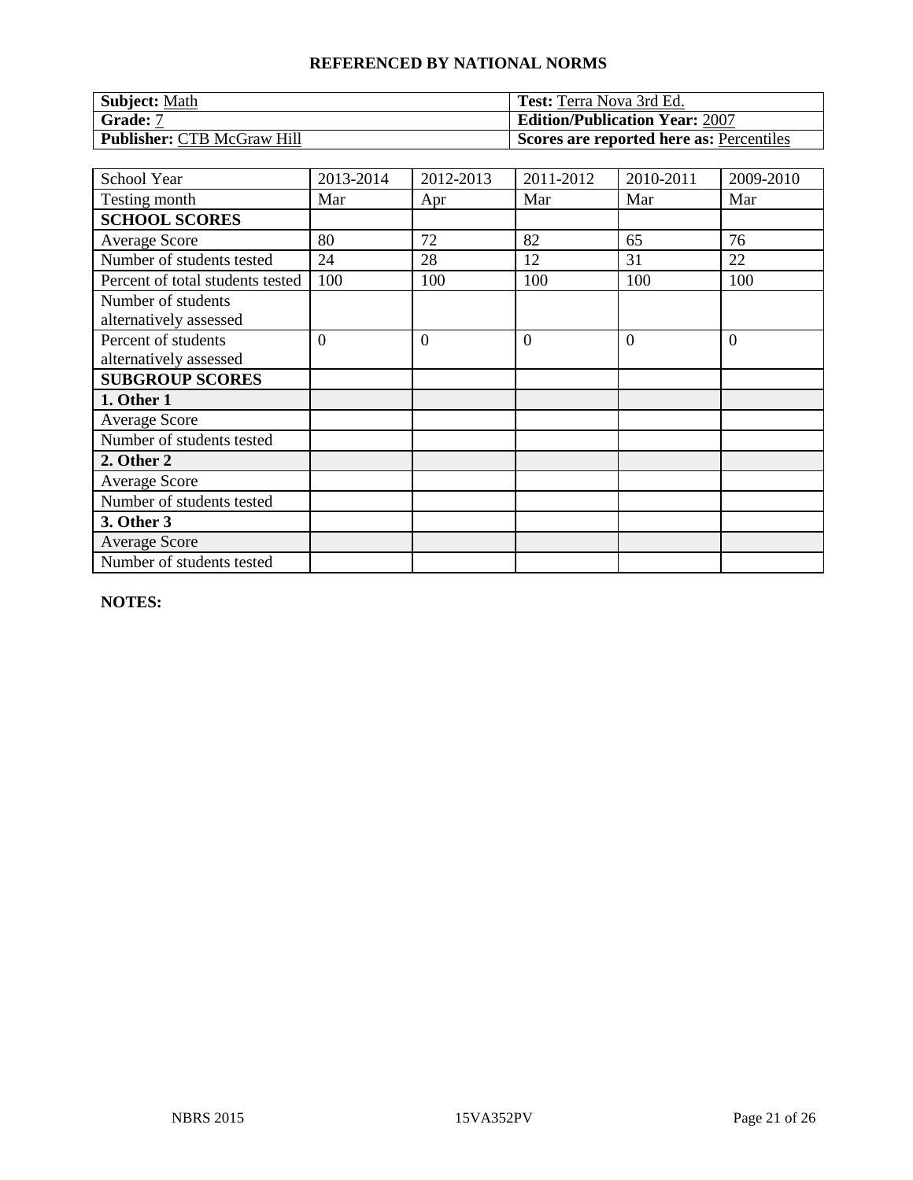**REFERENCED BY NATIONAL NORMS**

| | |
|---|---|
| **Subject:** Math | **Test:** Terra Nova 3rd Ed. |
| **Grade:** 7 | **Edition/Publication Year:** 2007 |
| **Publisher:** CTB McGraw Hill | **Scores are reported here as:** Percentiles |

| School Year | 2013-2014 | 2012-2013 | 2011-2012 | 2010-2011 | 2009-2010 |
|---|---|---|---|---|---|
| Testing month | Mar | Apr | Mar | Mar | Mar |
| **SCHOOL SCORES** | | | | | |
| Average Score | 80 | 72 | 82 | 65 | 76 |
| Number of students tested | 24 | 28 | 12 | 31 | 22 |
| Percent of total students tested | 100 | 100 | 100 | 100 | 100 |
| Number of students alternatively assessed | | | | | |
| Percent of students alternatively assessed | 0 | 0 | 0 | 0 | 0 |
| **SUBGROUP SCORES** | | | | | |
| **1. Other 1** | | | | | |
| Average Score | | | | | |
| Number of students tested | | | | | |
| **2. Other 2** | | | | | |
| Average Score | | | | | |
| Number of students tested | | | | | |
| **3. Other 3** | | | | | |
| Average Score | | | | | |
| Number of students tested | | | | | |

**NOTES:**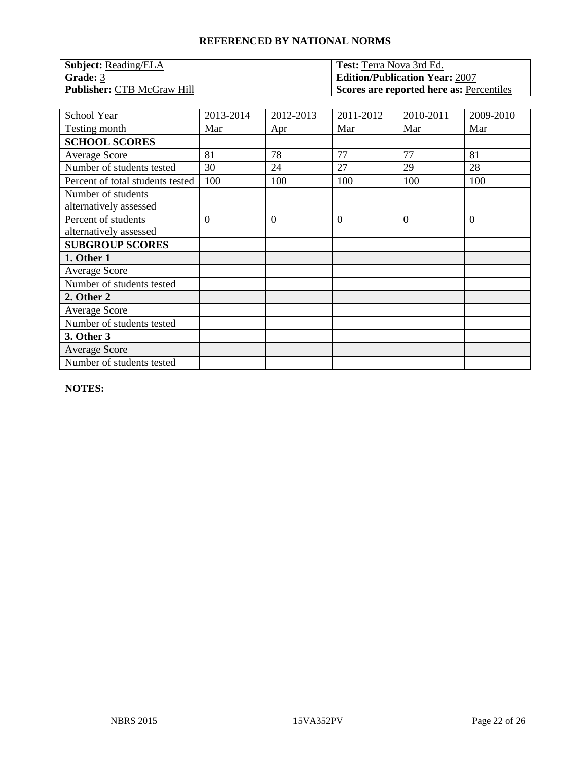## REFERENCED BY NATIONAL NORMS

| | |
|---|---|
| **Subject:** Reading/ELA | **Test:** Terra Nova 3rd Ed. |
| **Grade:** 3 | **Edition/Publication Year:** 2007 |
| **Publisher:** CTB McGraw Hill | **Scores are reported here as:** Percentiles |

| School Year | 2013-2014 | 2012-2013 | 2011-2012 | 2010-2011 | 2009-2010 |
|---|---|---|---|---|---|
| Testing month | Mar | Apr | Mar | Mar | Mar |
| **SCHOOL SCORES** | | | | | |
| Average Score | 81 | 78 | 77 | 77 | 81 |
| Number of students tested | 30 | 24 | 27 | 29 | 28 |
| Percent of total students tested | 100 | 100 | 100 | 100 | 100 |
| Number of students alternatively assessed | | | | | |
| Percent of students alternatively assessed | 0 | 0 | 0 | 0 | 0 |
| **SUBGROUP SCORES** | | | | | |
| **1. Other 1** | | | | | |
| Average Score | | | | | |
| Number of students tested | | | | | |
| **2. Other 2** | | | | | |
| Average Score | | | | | |
| Number of students tested | | | | | |
| **3. Other 3** | | | | | |
| Average Score | | | | | |
| Number of students tested | | | | | |

**NOTES:**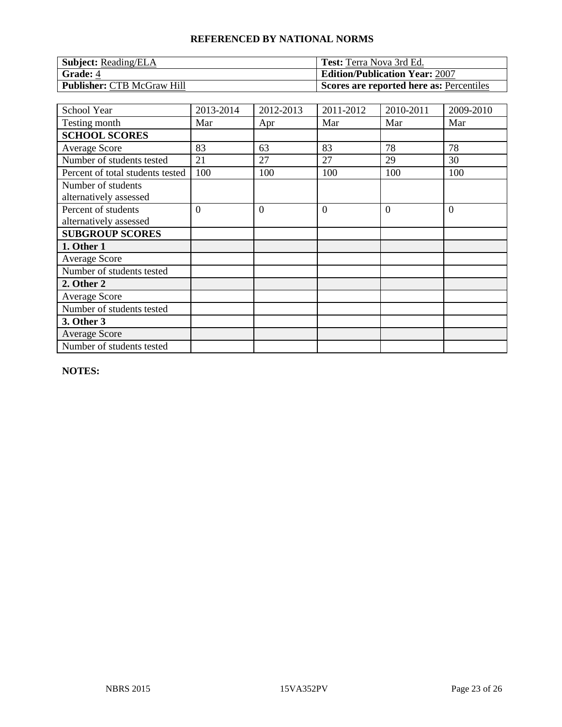**REFERENCED BY NATIONAL NORMS**

| | |
|---|---|
| **Subject:** Reading/ELA | **Test:** Terra Nova 3rd Ed. |
| **Grade:** 4 | **Edition/Publication Year:** 2007 |
| **Publisher:** CTB McGraw Hill | **Scores are reported here as:** Percentiles |

| School Year | 2013-2014 | 2012-2013 | 2011-2012 | 2010-2011 | 2009-2010 |
|---|---|---|---|---|---|
| Testing month | Mar | Apr | Mar | Mar | Mar |
| **SCHOOL SCORES** | | | | | |
| Average Score | 83 | 63 | 83 | 78 | 78 |
| Number of students tested | 21 | 27 | 27 | 29 | 30 |
| Percent of total students tested | 100 | 100 | 100 | 100 | 100 |
| Number of students alternatively assessed | | | | | |
| Percent of students alternatively assessed | 0 | 0 | 0 | 0 | 0 |
| **SUBGROUP SCORES** | | | | | |
| **1. Other 1** | | | | | |
| Average Score | | | | | |
| Number of students tested | | | | | |
| **2. Other 2** | | | | | |
| Average Score | | | | | |
| Number of students tested | | | | | |
| **3. Other 3** | | | | | |
| Average Score | | | | | |
| Number of students tested | | | | | |

**NOTES:**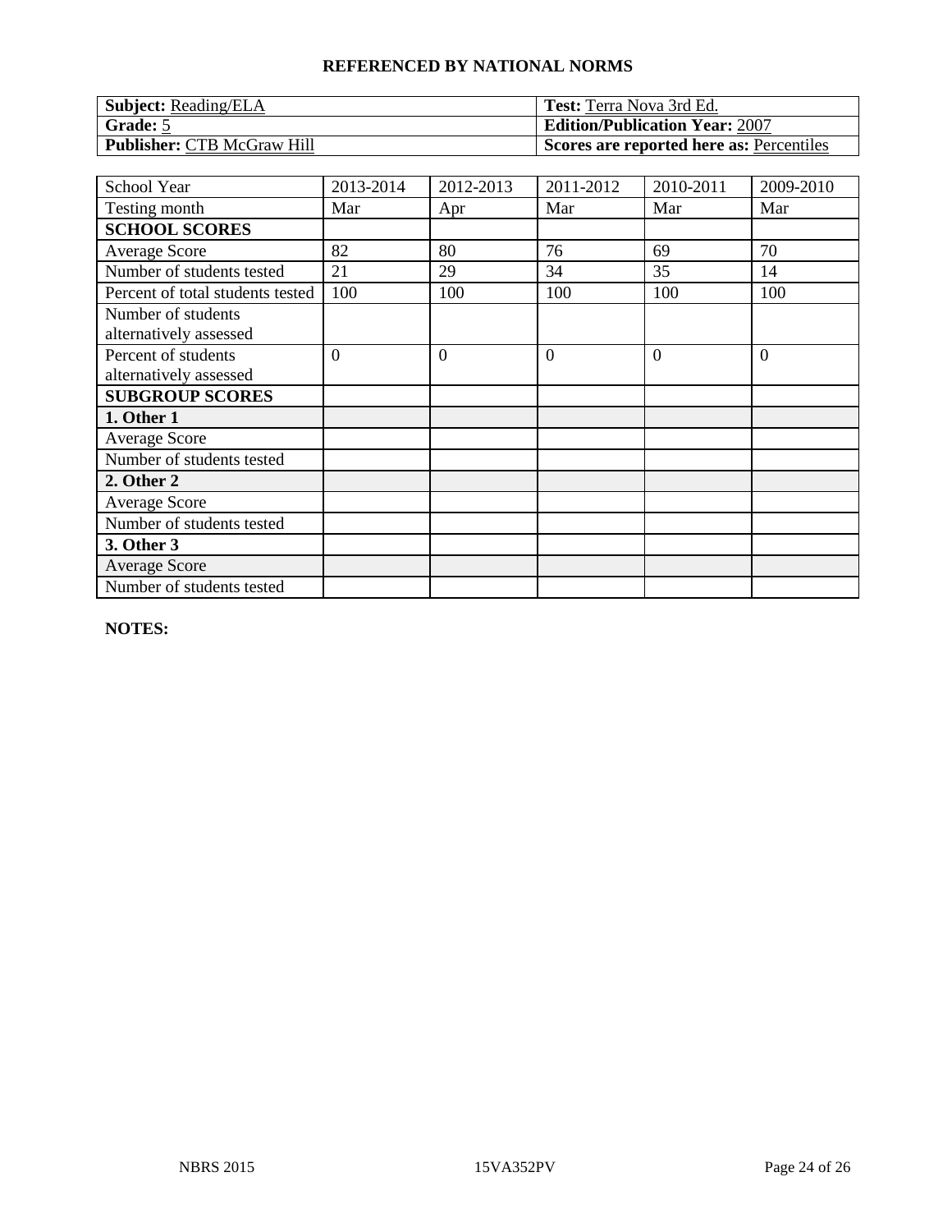## REFERENCED BY NATIONAL NORMS

| | |
|---|---|
| **Subject:** Reading/ELA | **Test:** Terra Nova 3rd Ed. |
| **Grade:** 5 | **Edition/Publication Year:** 2007 |
| **Publisher:** CTB McGraw Hill | **Scores are reported here as:** Percentiles |

| School Year | 2013-2014 | 2012-2013 | 2011-2012 | 2010-2011 | 2009-2010 |
|---|---|---|---|---|---|
| Testing month | Mar | Apr | Mar | Mar | Mar |
| **SCHOOL SCORES** | | | | | |
| Average Score | 82 | 80 | 76 | 69 | 70 |
| Number of students tested | 21 | 29 | 34 | 35 | 14 |
| Percent of total students tested | 100 | 100 | 100 | 100 | 100 |
| Number of students alternatively assessed | | | | | |
| Percent of students alternatively assessed | 0 | 0 | 0 | 0 | 0 |
| **SUBGROUP SCORES** | | | | | |
| **1. Other 1** | | | | | |
| Average Score | | | | | |
| Number of students tested | | | | | |
| **2. Other 2** | | | | | |
| Average Score | | | | | |
| Number of students tested | | | | | |
| **3. Other 3** | | | | | |
| Average Score | | | | | |
| Number of students tested | | | | | |

**NOTES:**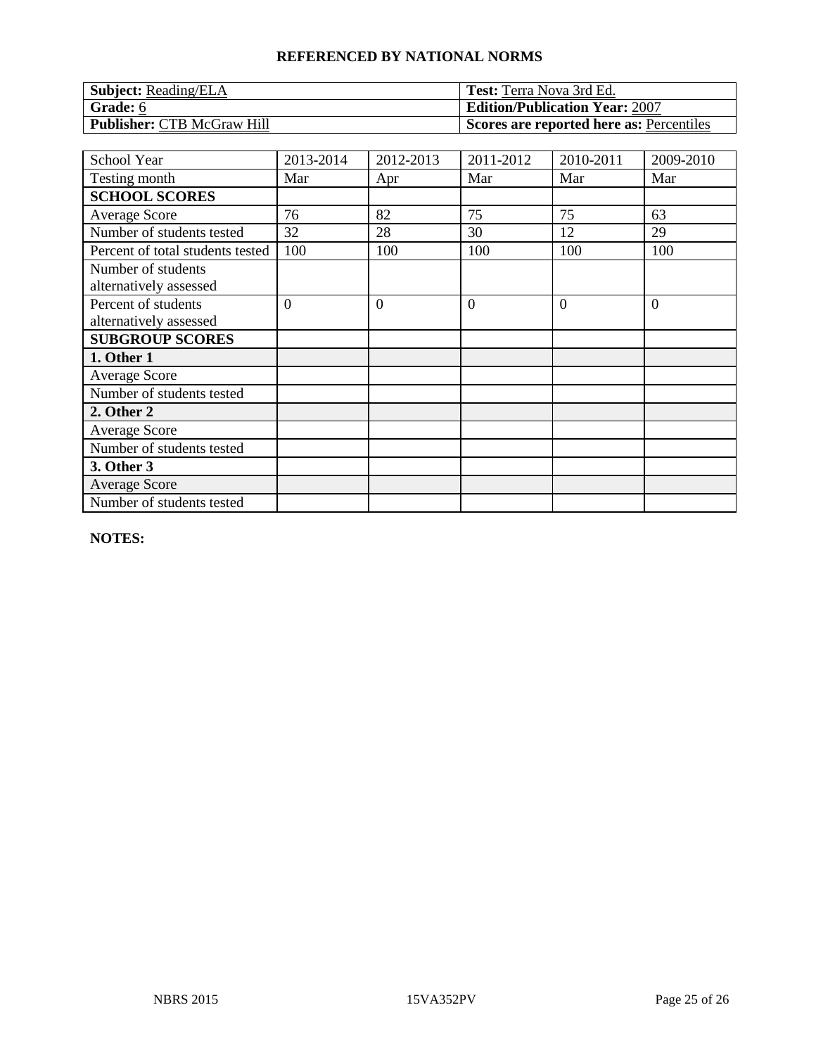**REFERENCED BY NATIONAL NORMS**

| | |
|---|---|
| **Subject:** Reading/ELA | **Test:** Terra Nova 3rd Ed. |
| **Grade:** 6 | **Edition/Publication Year:** 2007 |
| **Publisher:** CTB McGraw Hill | **Scores are reported here as:** Percentiles |

| School Year | 2013-2014 | 2012-2013 | 2011-2012 | 2010-2011 | 2009-2010 |
|---|---|---|---|---|---|
| Testing month | Mar | Apr | Mar | Mar | Mar |
| **SCHOOL SCORES** | | | | | |
| Average Score | 76 | 82 | 75 | 75 | 63 |
| Number of students tested | 32 | 28 | 30 | 12 | 29 |
| Percent of total students tested | 100 | 100 | 100 | 100 | 100 |
| Number of students alternatively assessed | | | | | |
| Percent of students alternatively assessed | 0 | 0 | 0 | 0 | 0 |
| **SUBGROUP SCORES** | | | | | |
| **1. Other 1** | | | | | |
| Average Score | | | | | |
| Number of students tested | | | | | |
| **2. Other 2** | | | | | |
| Average Score | | | | | |
| Number of students tested | | | | | |
| **3. Other 3** | | | | | |
| Average Score | | | | | |
| Number of students tested | | | | | |

**NOTES:**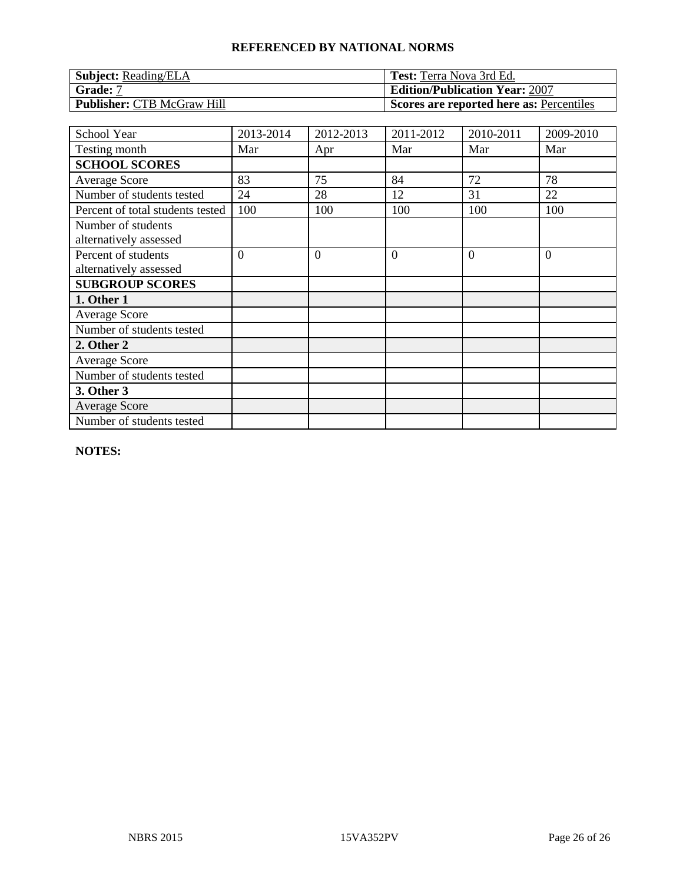**REFERENCED BY NATIONAL NORMS**

| | |
|---|---|
| **Subject:** Reading/ELA | **Test:** Terra Nova 3rd Ed. |
| **Grade:** 7 | **Edition/Publication Year:** 2007 |
| **Publisher:** CTB McGraw Hill | **Scores are reported here as:** Percentiles |

| School Year | 2013-2014 | 2012-2013 | 2011-2012 | 2010-2011 | 2009-2010 |
|---|---|---|---|---|---|
| Testing month | Mar | Apr | Mar | Mar | Mar |
| **SCHOOL SCORES** | | | | | |
| Average Score | 83 | 75 | 84 | 72 | 78 |
| Number of students tested | 24 | 28 | 12 | 31 | 22 |
| Percent of total students tested | 100 | 100 | 100 | 100 | 100 |
| Number of students alternatively assessed | | | | | |
| Percent of students alternatively assessed | 0 | 0 | 0 | 0 | 0 |
| **SUBGROUP SCORES** | | | | | |
| **1. Other 1** | | | | | |
| Average Score | | | | | |
| Number of students tested | | | | | |
| **2. Other 2** | | | | | |
| Average Score | | | | | |
| Number of students tested | | | | | |
| **3. Other 3** | | | | | |
| Average Score | | | | | |
| Number of students tested | | | | | |

**NOTES:**